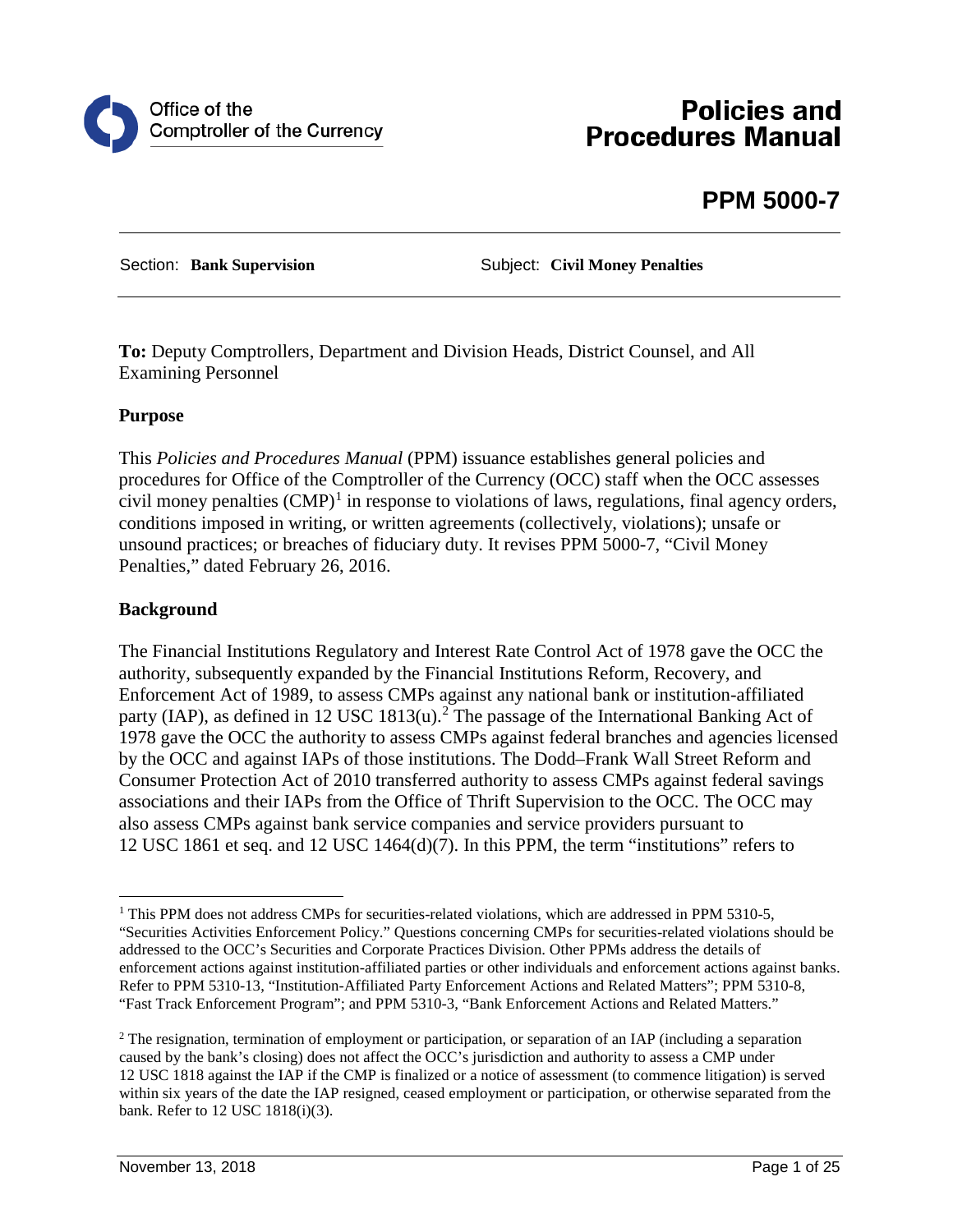Office of the Comptroller of the Currency

# Policies and Procedures Manual

## PPM 5000-7

Section: **Bank Supervision** Subject: **Civil Money Penalties**

**To:** Deputy Comptrollers, Department and Division Heads, District Counsel, and All Examining Personnel

### Purpose

This *Policies and Procedures Manual* (PPM) issuance establishes general policies and procedures for Office of the Comptroller of the Currency (OCC) staff when the OCC assesses civil money penalties (CMP)[1] in response to violations of laws, regulations, final agency orders, conditions imposed in writing, or written agreements (collectively, violations); unsafe or unsound practices; or breaches of fiduciary duty. It revises PPM 5000-7, "Civil Money Penalties," dated February 26, 2016.

### Background

The Financial Institutions Regulatory and Interest Rate Control Act of 1978 gave the OCC the authority, subsequently expanded by the Financial Institutions Reform, Recovery, and Enforcement Act of 1989, to assess CMPs against any national bank or institution-affiliated party (IAP), as defined in 12 USC 1813(u).[2] The passage of the International Banking Act of 1978 gave the OCC the authority to assess CMPs against federal branches and agencies licensed by the OCC and against IAPs of those institutions. The Dodd–Frank Wall Street Reform and Consumer Protection Act of 2010 transferred authority to assess CMPs against federal savings associations and their IAPs from the Office of Thrift Supervision to the OCC. The OCC may also assess CMPs against bank service companies and service providers pursuant to 12 USC 1861 et seq. and 12 USC 1464(d)(7). In this PPM, the term "institutions" refers to

---

[1] This PPM does not address CMPs for securities-related violations, which are addressed in PPM 5310-5, "Securities Activities Enforcement Policy." Questions concerning CMPs for securities-related violations should be addressed to the OCC's Securities and Corporate Practices Division. Other PPMs address the details of enforcement actions against institution-affiliated parties or other individuals and enforcement actions against banks. Refer to PPM 5310-13, "Institution-Affiliated Party Enforcement Actions and Related Matters"; PPM 5310-8, "Fast Track Enforcement Program"; and PPM 5310-3, "Bank Enforcement Actions and Related Matters."

[2] The resignation, termination of employment or participation, or separation of an IAP (including a separation caused by the bank's closing) does not affect the OCC's jurisdiction and authority to assess a CMP under 12 USC 1818 against the IAP if the CMP is finalized or a notice of assessment (to commence litigation) is served within six years of the date the IAP resigned, ceased employment or participation, or otherwise separated from the bank. Refer to 12 USC 1818(i)(3).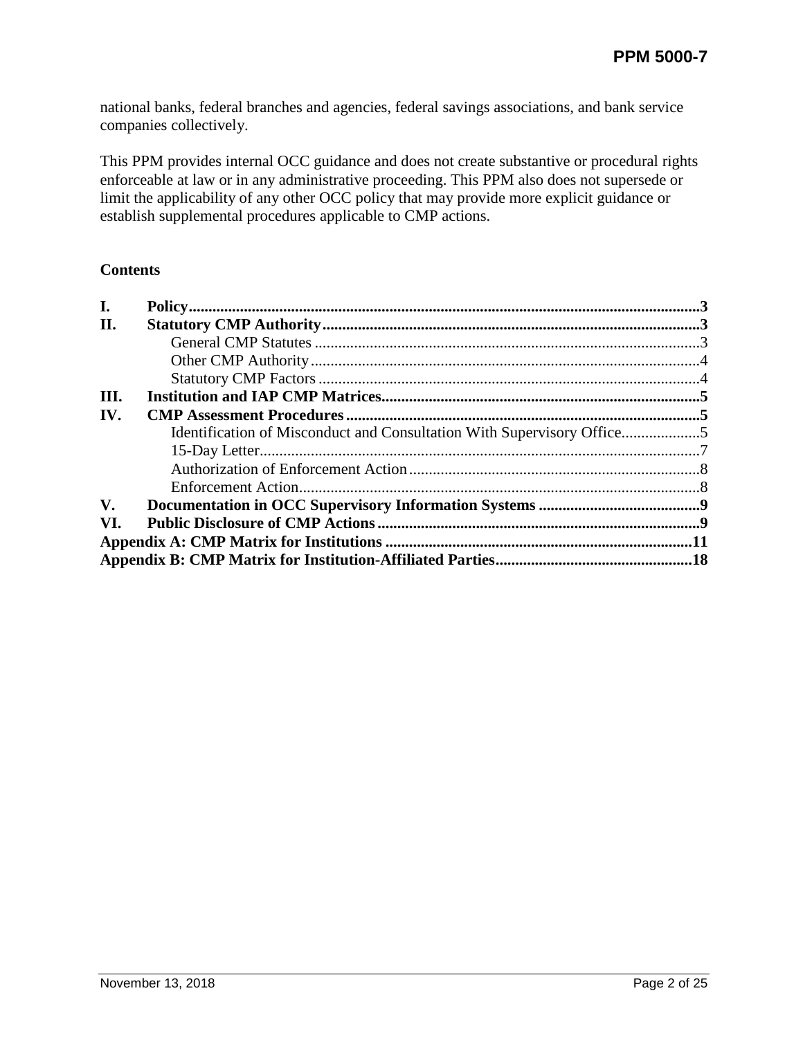national banks, federal branches and agencies, federal savings associations, and bank service companies collectively.

This PPM provides internal OCC guidance and does not create substantive or procedural rights enforceable at law or in any administrative proceeding. This PPM also does not supersede or limit the applicability of any other OCC policy that may provide more explicit guidance or establish supplemental procedures applicable to CMP actions.

**Contents**

- **I. Policy** .....3
- **II. Statutory CMP Authority** .....3
  - General CMP Statutes .....3
  - Other CMP Authority .....4
  - Statutory CMP Factors .....4
- **III. Institution and IAP CMP Matrices** .....5
- **IV. CMP Assessment Procedures** .....5
  - Identification of Misconduct and Consultation With Supervisory Office .....5
  - 15-Day Letter .....7
  - Authorization of Enforcement Action .....8
  - Enforcement Action .....8
- **V. Documentation in OCC Supervisory Information Systems** .....9
- **VI. Public Disclosure of CMP Actions** .....9
- **Appendix A: CMP Matrix for Institutions** .....11
- **Appendix B: CMP Matrix for Institution-Affiliated Parties** .....18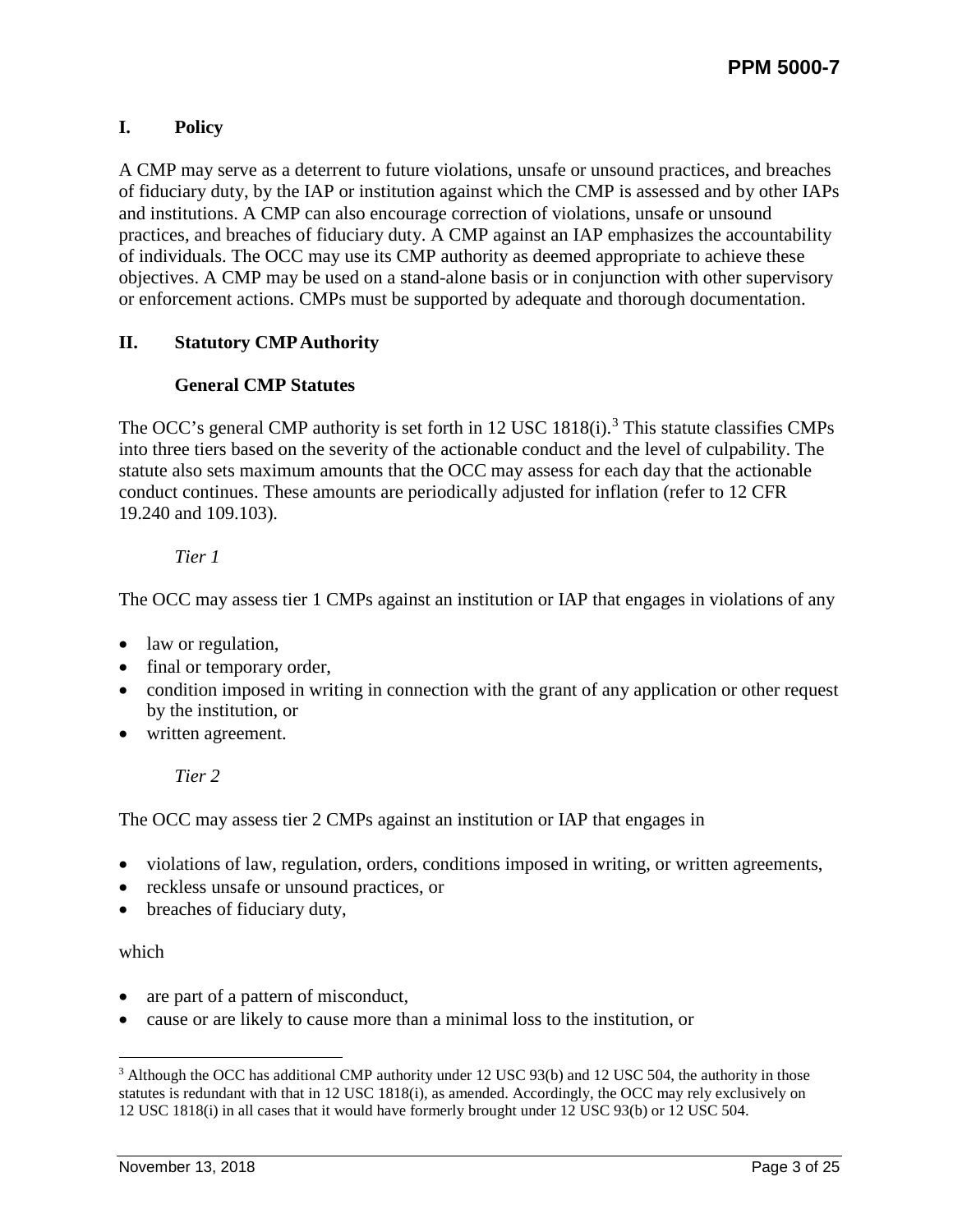## I. Policy

A CMP may serve as a deterrent to future violations, unsafe or unsound practices, and breaches of fiduciary duty, by the IAP or institution against which the CMP is assessed and by other IAPs and institutions. A CMP can also encourage correction of violations, unsafe or unsound practices, and breaches of fiduciary duty. A CMP against an IAP emphasizes the accountability of individuals. The OCC may use its CMP authority as deemed appropriate to achieve these objectives. A CMP may be used on a stand-alone basis or in conjunction with other supervisory or enforcement actions. CMPs must be supported by adequate and thorough documentation.

## II. Statutory CMP Authority

### General CMP Statutes

The OCC's general CMP authority is set forth in 12 USC 1818(i).[3] This statute classifies CMPs into three tiers based on the severity of the actionable conduct and the level of culpability. The statute also sets maximum amounts that the OCC may assess for each day that the actionable conduct continues. These amounts are periodically adjusted for inflation (refer to 12 CFR 19.240 and 109.103).

*Tier 1*

The OCC may assess tier 1 CMPs against an institution or IAP that engages in violations of any

- law or regulation,
- final or temporary order,
- condition imposed in writing in connection with the grant of any application or other request by the institution, or
- written agreement.

*Tier 2*

The OCC may assess tier 2 CMPs against an institution or IAP that engages in

- violations of law, regulation, orders, conditions imposed in writing, or written agreements,
- reckless unsafe or unsound practices, or
- breaches of fiduciary duty,

which

- are part of a pattern of misconduct,
- cause or are likely to cause more than a minimal loss to the institution, or

[3] Although the OCC has additional CMP authority under 12 USC 93(b) and 12 USC 504, the authority in those statutes is redundant with that in 12 USC 1818(i), as amended. Accordingly, the OCC may rely exclusively on 12 USC 1818(i) in all cases that it would have formerly brought under 12 USC 93(b) or 12 USC 504.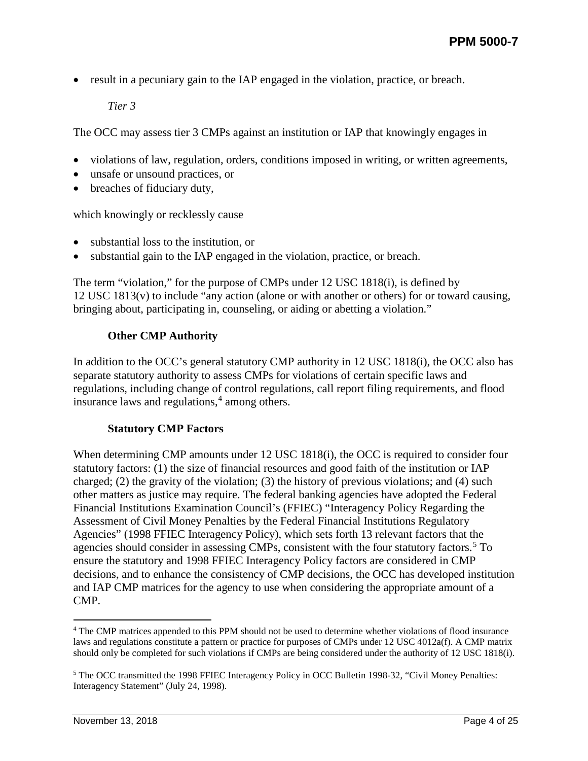- result in a pecuniary gain to the IAP engaged in the violation, practice, or breach.

*Tier 3*

The OCC may assess tier 3 CMPs against an institution or IAP that knowingly engages in

- violations of law, regulation, orders, conditions imposed in writing, or written agreements,
- unsafe or unsound practices, or
- breaches of fiduciary duty,

which knowingly or recklessly cause

- substantial loss to the institution, or
- substantial gain to the IAP engaged in the violation, practice, or breach.

The term "violation," for the purpose of CMPs under 12 USC 1818(i), is defined by 12 USC 1813(v) to include "any action (alone or with another or others) for or toward causing, bringing about, participating in, counseling, or aiding or abetting a violation."

### Other CMP Authority

In addition to the OCC's general statutory CMP authority in 12 USC 1818(i), the OCC also has separate statutory authority to assess CMPs for violations of certain specific laws and regulations, including change of control regulations, call report filing requirements, and flood insurance laws and regulations,[4] among others.

### Statutory CMP Factors

When determining CMP amounts under 12 USC 1818(i), the OCC is required to consider four statutory factors: (1) the size of financial resources and good faith of the institution or IAP charged; (2) the gravity of the violation; (3) the history of previous violations; and (4) such other matters as justice may require. The federal banking agencies have adopted the Federal Financial Institutions Examination Council's (FFIEC) "Interagency Policy Regarding the Assessment of Civil Money Penalties by the Federal Financial Institutions Regulatory Agencies" (1998 FFIEC Interagency Policy), which sets forth 13 relevant factors that the agencies should consider in assessing CMPs, consistent with the four statutory factors.[5] To ensure the statutory and 1998 FFIEC Interagency Policy factors are considered in CMP decisions, and to enhance the consistency of CMP decisions, the OCC has developed institution and IAP CMP matrices for the agency to use when considering the appropriate amount of a CMP.

---

[4] The CMP matrices appended to this PPM should not be used to determine whether violations of flood insurance laws and regulations constitute a pattern or practice for purposes of CMPs under 12 USC 4012a(f). A CMP matrix should only be completed for such violations if CMPs are being considered under the authority of 12 USC 1818(i).

[5] The OCC transmitted the 1998 FFIEC Interagency Policy in OCC Bulletin 1998-32, "Civil Money Penalties: Interagency Statement" (July 24, 1998).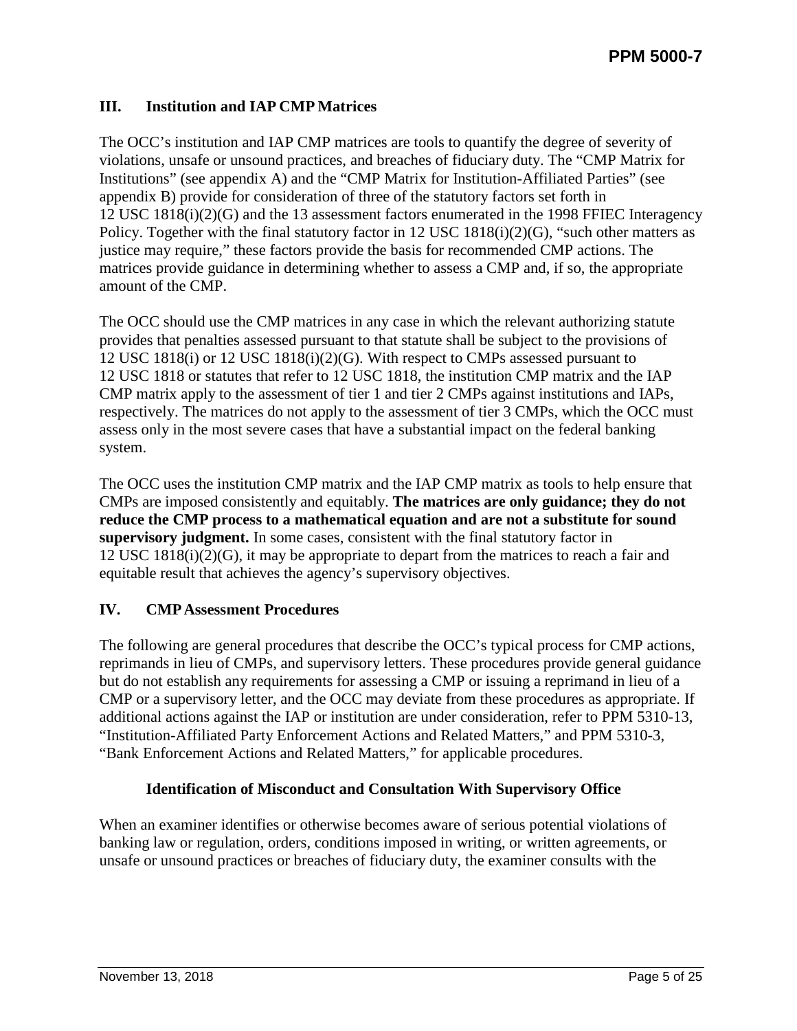## III. Institution and IAP CMP Matrices

The OCC's institution and IAP CMP matrices are tools to quantify the degree of severity of violations, unsafe or unsound practices, and breaches of fiduciary duty. The "CMP Matrix for Institutions" (see appendix A) and the "CMP Matrix for Institution-Affiliated Parties" (see appendix B) provide for consideration of three of the statutory factors set forth in 12 USC 1818(i)(2)(G) and the 13 assessment factors enumerated in the 1998 FFIEC Interagency Policy. Together with the final statutory factor in 12 USC 1818(i)(2)(G), "such other matters as justice may require," these factors provide the basis for recommended CMP actions. The matrices provide guidance in determining whether to assess a CMP and, if so, the appropriate amount of the CMP.

The OCC should use the CMP matrices in any case in which the relevant authorizing statute provides that penalties assessed pursuant to that statute shall be subject to the provisions of 12 USC 1818(i) or 12 USC 1818(i)(2)(G). With respect to CMPs assessed pursuant to 12 USC 1818 or statutes that refer to 12 USC 1818, the institution CMP matrix and the IAP CMP matrix apply to the assessment of tier 1 and tier 2 CMPs against institutions and IAPs, respectively. The matrices do not apply to the assessment of tier 3 CMPs, which the OCC must assess only in the most severe cases that have a substantial impact on the federal banking system.

The OCC uses the institution CMP matrix and the IAP CMP matrix as tools to help ensure that CMPs are imposed consistently and equitably. **The matrices are only guidance; they do not reduce the CMP process to a mathematical equation and are not a substitute for sound supervisory judgment.** In some cases, consistent with the final statutory factor in 12 USC 1818(i)(2)(G), it may be appropriate to depart from the matrices to reach a fair and equitable result that achieves the agency's supervisory objectives.

## IV. CMP Assessment Procedures

The following are general procedures that describe the OCC's typical process for CMP actions, reprimands in lieu of CMPs, and supervisory letters. These procedures provide general guidance but do not establish any requirements for assessing a CMP or issuing a reprimand in lieu of a CMP or a supervisory letter, and the OCC may deviate from these procedures as appropriate. If additional actions against the IAP or institution are under consideration, refer to PPM 5310-13, "Institution-Affiliated Party Enforcement Actions and Related Matters," and PPM 5310-3, "Bank Enforcement Actions and Related Matters," for applicable procedures.

### Identification of Misconduct and Consultation With Supervisory Office

When an examiner identifies or otherwise becomes aware of serious potential violations of banking law or regulation, orders, conditions imposed in writing, or written agreements, or unsafe or unsound practices or breaches of fiduciary duty, the examiner consults with the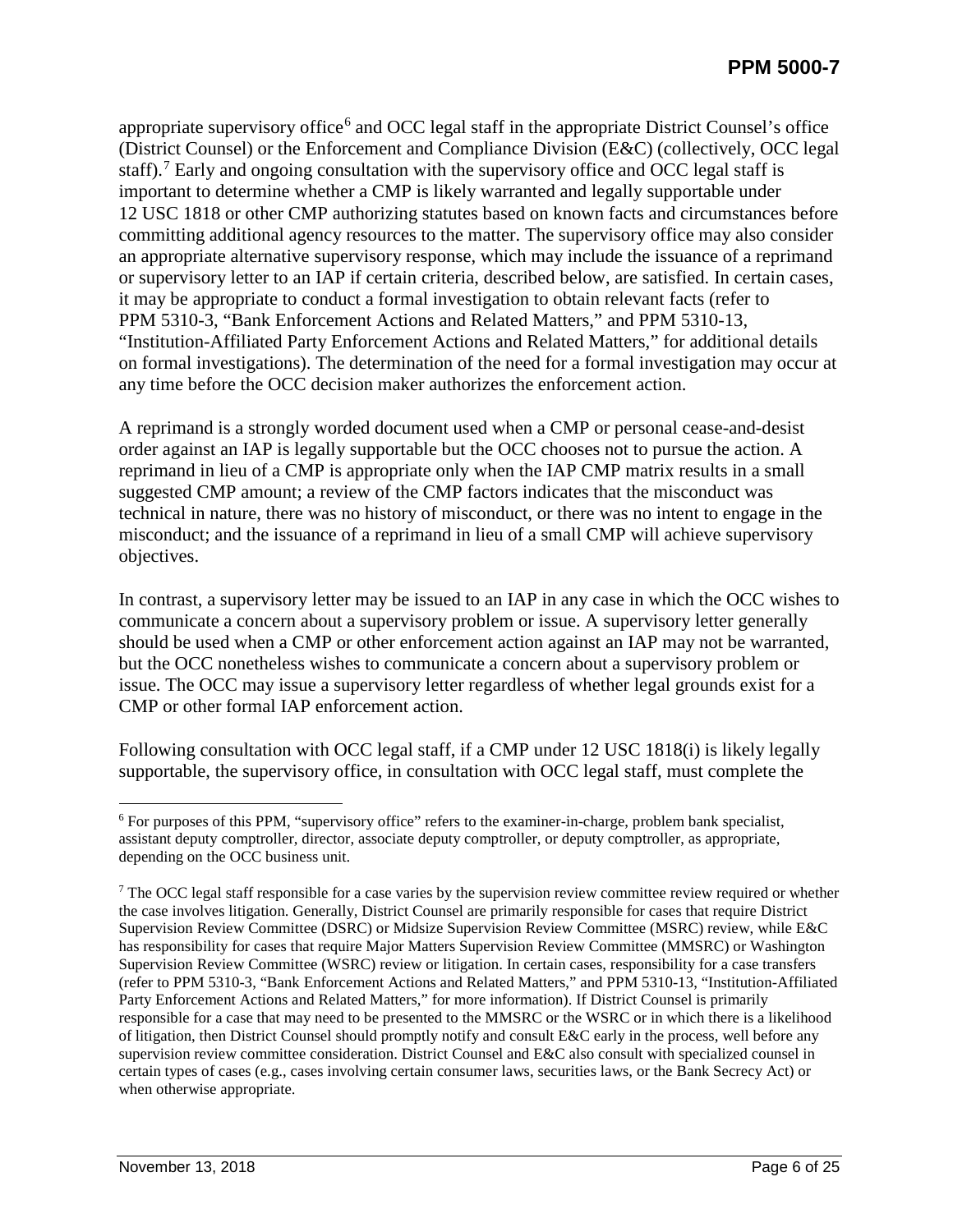appropriate supervisory office[6] and OCC legal staff in the appropriate District Counsel's office (District Counsel) or the Enforcement and Compliance Division (E&C) (collectively, OCC legal staff).[7] Early and ongoing consultation with the supervisory office and OCC legal staff is important to determine whether a CMP is likely warranted and legally supportable under 12 USC 1818 or other CMP authorizing statutes based on known facts and circumstances before committing additional agency resources to the matter. The supervisory office may also consider an appropriate alternative supervisory response, which may include the issuance of a reprimand or supervisory letter to an IAP if certain criteria, described below, are satisfied. In certain cases, it may be appropriate to conduct a formal investigation to obtain relevant facts (refer to PPM 5310-3, "Bank Enforcement Actions and Related Matters," and PPM 5310-13, "Institution-Affiliated Party Enforcement Actions and Related Matters," for additional details on formal investigations). The determination of the need for a formal investigation may occur at any time before the OCC decision maker authorizes the enforcement action.

A reprimand is a strongly worded document used when a CMP or personal cease-and-desist order against an IAP is legally supportable but the OCC chooses not to pursue the action. A reprimand in lieu of a CMP is appropriate only when the IAP CMP matrix results in a small suggested CMP amount; a review of the CMP factors indicates that the misconduct was technical in nature, there was no history of misconduct, or there was no intent to engage in the misconduct; and the issuance of a reprimand in lieu of a small CMP will achieve supervisory objectives.

In contrast, a supervisory letter may be issued to an IAP in any case in which the OCC wishes to communicate a concern about a supervisory problem or issue. A supervisory letter generally should be used when a CMP or other enforcement action against an IAP may not be warranted, but the OCC nonetheless wishes to communicate a concern about a supervisory problem or issue. The OCC may issue a supervisory letter regardless of whether legal grounds exist for a CMP or other formal IAP enforcement action.

Following consultation with OCC legal staff, if a CMP under 12 USC 1818(i) is likely legally supportable, the supervisory office, in consultation with OCC legal staff, must complete the

---

[6] For purposes of this PPM, "supervisory office" refers to the examiner-in-charge, problem bank specialist, assistant deputy comptroller, director, associate deputy comptroller, or deputy comptroller, as appropriate, depending on the OCC business unit.

[7] The OCC legal staff responsible for a case varies by the supervision review committee review required or whether the case involves litigation. Generally, District Counsel are primarily responsible for cases that require District Supervision Review Committee (DSRC) or Midsize Supervision Review Committee (MSRC) review, while E&C has responsibility for cases that require Major Matters Supervision Review Committee (MMSRC) or Washington Supervision Review Committee (WSRC) review or litigation. In certain cases, responsibility for a case transfers (refer to PPM 5310-3, "Bank Enforcement Actions and Related Matters," and PPM 5310-13, "Institution-Affiliated Party Enforcement Actions and Related Matters," for more information). If District Counsel is primarily responsible for a case that may need to be presented to the MMSRC or the WSRC or in which there is a likelihood of litigation, then District Counsel should promptly notify and consult E&C early in the process, well before any supervision review committee consideration. District Counsel and E&C also consult with specialized counsel in certain types of cases (e.g., cases involving certain consumer laws, securities laws, or the Bank Secrecy Act) or when otherwise appropriate.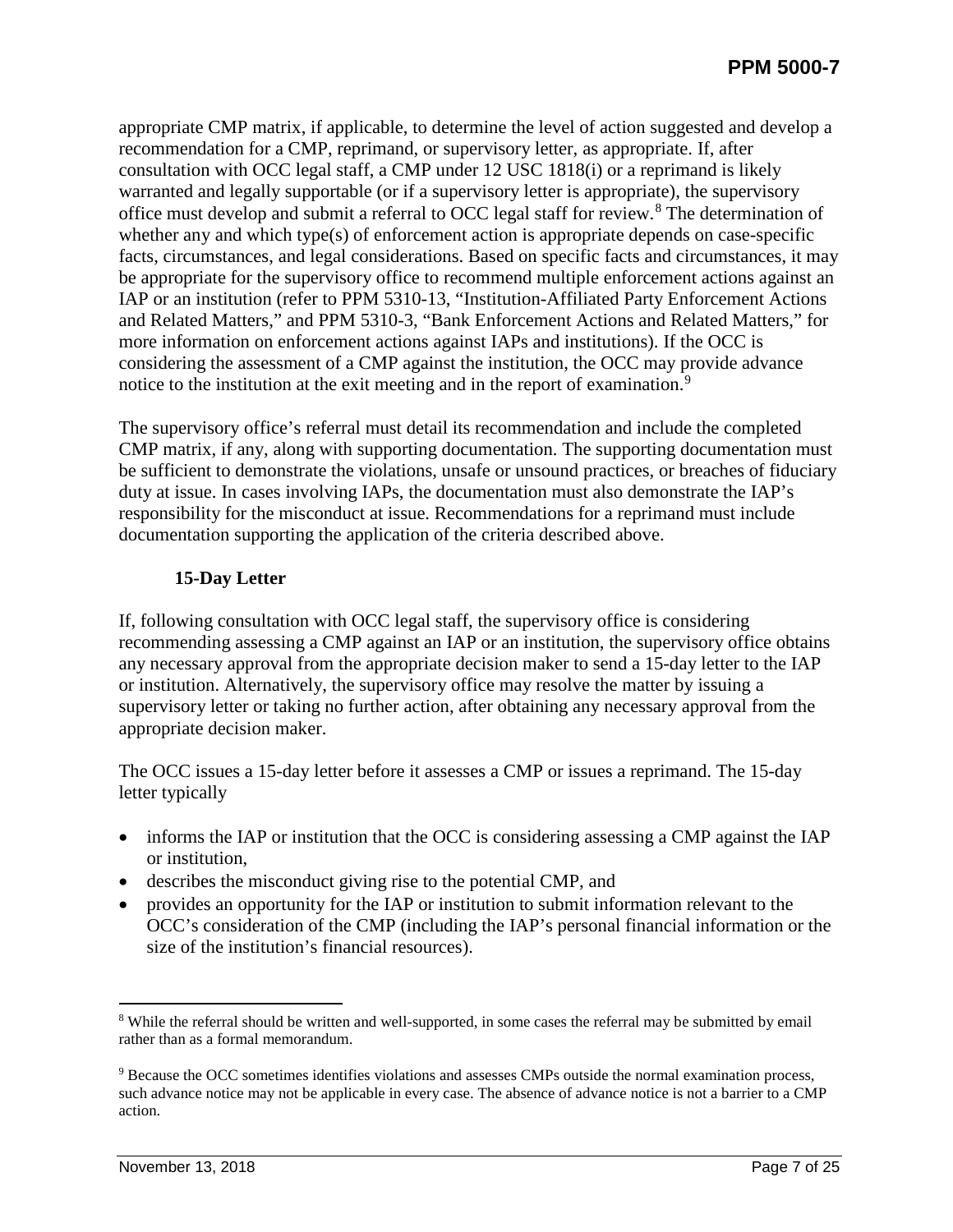appropriate CMP matrix, if applicable, to determine the level of action suggested and develop a recommendation for a CMP, reprimand, or supervisory letter, as appropriate. If, after consultation with OCC legal staff, a CMP under 12 USC 1818(i) or a reprimand is likely warranted and legally supportable (or if a supervisory letter is appropriate), the supervisory office must develop and submit a referral to OCC legal staff for review.[8] The determination of whether any and which type(s) of enforcement action is appropriate depends on case-specific facts, circumstances, and legal considerations. Based on specific facts and circumstances, it may be appropriate for the supervisory office to recommend multiple enforcement actions against an IAP or an institution (refer to PPM 5310-13, "Institution-Affiliated Party Enforcement Actions and Related Matters," and PPM 5310-3, "Bank Enforcement Actions and Related Matters," for more information on enforcement actions against IAPs and institutions). If the OCC is considering the assessment of a CMP against the institution, the OCC may provide advance notice to the institution at the exit meeting and in the report of examination.[9]

The supervisory office's referral must detail its recommendation and include the completed CMP matrix, if any, along with supporting documentation. The supporting documentation must be sufficient to demonstrate the violations, unsafe or unsound practices, or breaches of fiduciary duty at issue. In cases involving IAPs, the documentation must also demonstrate the IAP's responsibility for the misconduct at issue. Recommendations for a reprimand must include documentation supporting the application of the criteria described above.

### 15-Day Letter

If, following consultation with OCC legal staff, the supervisory office is considering recommending assessing a CMP against an IAP or an institution, the supervisory office obtains any necessary approval from the appropriate decision maker to send a 15-day letter to the IAP or institution. Alternatively, the supervisory office may resolve the matter by issuing a supervisory letter or taking no further action, after obtaining any necessary approval from the appropriate decision maker.

The OCC issues a 15-day letter before it assesses a CMP or issues a reprimand. The 15-day letter typically

- informs the IAP or institution that the OCC is considering assessing a CMP against the IAP or institution,
- describes the misconduct giving rise to the potential CMP, and
- provides an opportunity for the IAP or institution to submit information relevant to the OCC's consideration of the CMP (including the IAP's personal financial information or the size of the institution's financial resources).

[8] While the referral should be written and well-supported, in some cases the referral may be submitted by email rather than as a formal memorandum.

[9] Because the OCC sometimes identifies violations and assesses CMPs outside the normal examination process, such advance notice may not be applicable in every case. The absence of advance notice is not a barrier to a CMP action.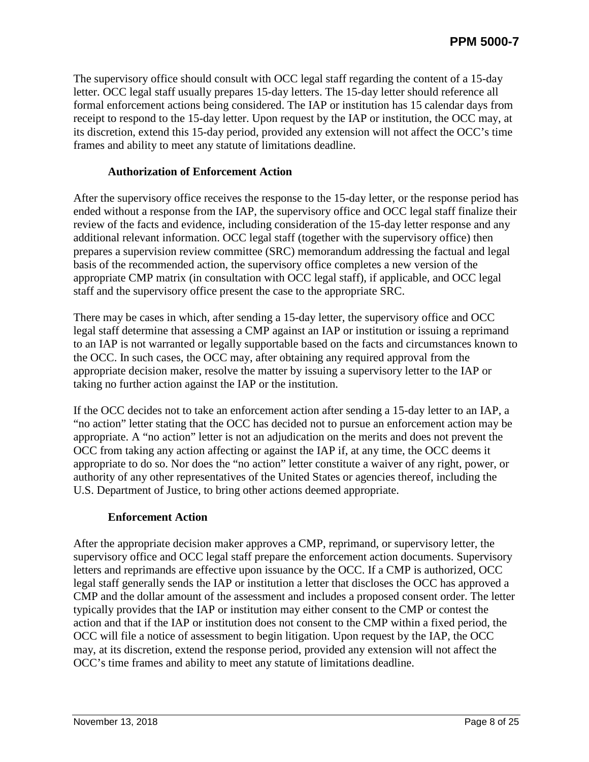The supervisory office should consult with OCC legal staff regarding the content of a 15-day letter. OCC legal staff usually prepares 15-day letters. The 15-day letter should reference all formal enforcement actions being considered. The IAP or institution has 15 calendar days from receipt to respond to the 15-day letter. Upon request by the IAP or institution, the OCC may, at its discretion, extend this 15-day period, provided any extension will not affect the OCC's time frames and ability to meet any statute of limitations deadline.

### Authorization of Enforcement Action

After the supervisory office receives the response to the 15-day letter, or the response period has ended without a response from the IAP, the supervisory office and OCC legal staff finalize their review of the facts and evidence, including consideration of the 15-day letter response and any additional relevant information. OCC legal staff (together with the supervisory office) then prepares a supervision review committee (SRC) memorandum addressing the factual and legal basis of the recommended action, the supervisory office completes a new version of the appropriate CMP matrix (in consultation with OCC legal staff), if applicable, and OCC legal staff and the supervisory office present the case to the appropriate SRC.

There may be cases in which, after sending a 15-day letter, the supervisory office and OCC legal staff determine that assessing a CMP against an IAP or institution or issuing a reprimand to an IAP is not warranted or legally supportable based on the facts and circumstances known to the OCC. In such cases, the OCC may, after obtaining any required approval from the appropriate decision maker, resolve the matter by issuing a supervisory letter to the IAP or taking no further action against the IAP or the institution.

If the OCC decides not to take an enforcement action after sending a 15-day letter to an IAP, a "no action" letter stating that the OCC has decided not to pursue an enforcement action may be appropriate. A "no action" letter is not an adjudication on the merits and does not prevent the OCC from taking any action affecting or against the IAP if, at any time, the OCC deems it appropriate to do so. Nor does the "no action" letter constitute a waiver of any right, power, or authority of any other representatives of the United States or agencies thereof, including the U.S. Department of Justice, to bring other actions deemed appropriate.

### Enforcement Action

After the appropriate decision maker approves a CMP, reprimand, or supervisory letter, the supervisory office and OCC legal staff prepare the enforcement action documents. Supervisory letters and reprimands are effective upon issuance by the OCC. If a CMP is authorized, OCC legal staff generally sends the IAP or institution a letter that discloses the OCC has approved a CMP and the dollar amount of the assessment and includes a proposed consent order. The letter typically provides that the IAP or institution may either consent to the CMP or contest the action and that if the IAP or institution does not consent to the CMP within a fixed period, the OCC will file a notice of assessment to begin litigation. Upon request by the IAP, the OCC may, at its discretion, extend the response period, provided any extension will not affect the OCC's time frames and ability to meet any statute of limitations deadline.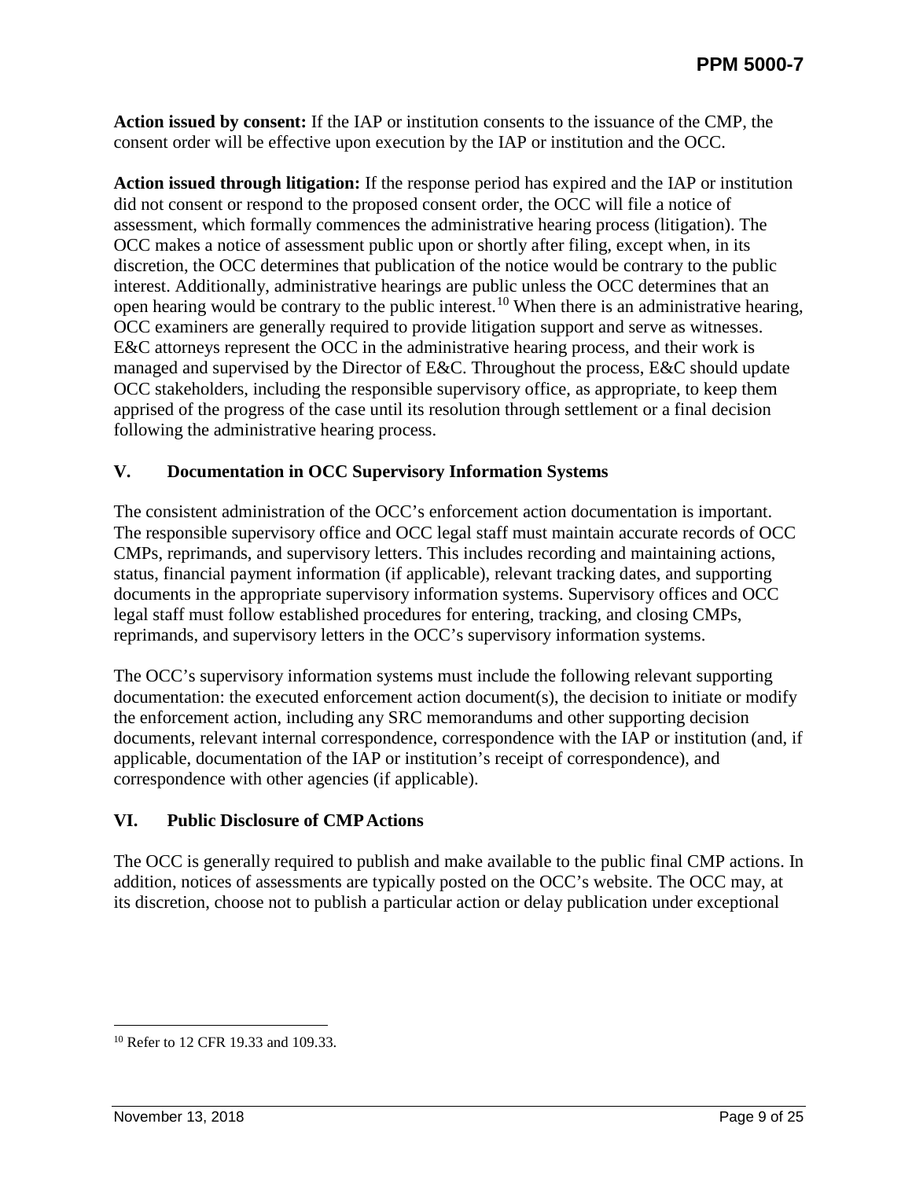**Action issued by consent:** If the IAP or institution consents to the issuance of the CMP, the consent order will be effective upon execution by the IAP or institution and the OCC.

**Action issued through litigation:** If the response period has expired and the IAP or institution did not consent or respond to the proposed consent order, the OCC will file a notice of assessment, which formally commences the administrative hearing process (litigation). The OCC makes a notice of assessment public upon or shortly after filing, except when, in its discretion, the OCC determines that publication of the notice would be contrary to the public interest. Additionally, administrative hearings are public unless the OCC determines that an open hearing would be contrary to the public interest.[10] When there is an administrative hearing, OCC examiners are generally required to provide litigation support and serve as witnesses. E&C attorneys represent the OCC in the administrative hearing process, and their work is managed and supervised by the Director of E&C. Throughout the process, E&C should update OCC stakeholders, including the responsible supervisory office, as appropriate, to keep them apprised of the progress of the case until its resolution through settlement or a final decision following the administrative hearing process.

## V. Documentation in OCC Supervisory Information Systems

The consistent administration of the OCC's enforcement action documentation is important. The responsible supervisory office and OCC legal staff must maintain accurate records of OCC CMPs, reprimands, and supervisory letters. This includes recording and maintaining actions, status, financial payment information (if applicable), relevant tracking dates, and supporting documents in the appropriate supervisory information systems. Supervisory offices and OCC legal staff must follow established procedures for entering, tracking, and closing CMPs, reprimands, and supervisory letters in the OCC's supervisory information systems.

The OCC's supervisory information systems must include the following relevant supporting documentation: the executed enforcement action document(s), the decision to initiate or modify the enforcement action, including any SRC memorandums and other supporting decision documents, relevant internal correspondence, correspondence with the IAP or institution (and, if applicable, documentation of the IAP or institution's receipt of correspondence), and correspondence with other agencies (if applicable).

## VI. Public Disclosure of CMP Actions

The OCC is generally required to publish and make available to the public final CMP actions. In addition, notices of assessments are typically posted on the OCC's website. The OCC may, at its discretion, choose not to publish a particular action or delay publication under exceptional

---

[10] Refer to 12 CFR 19.33 and 109.33.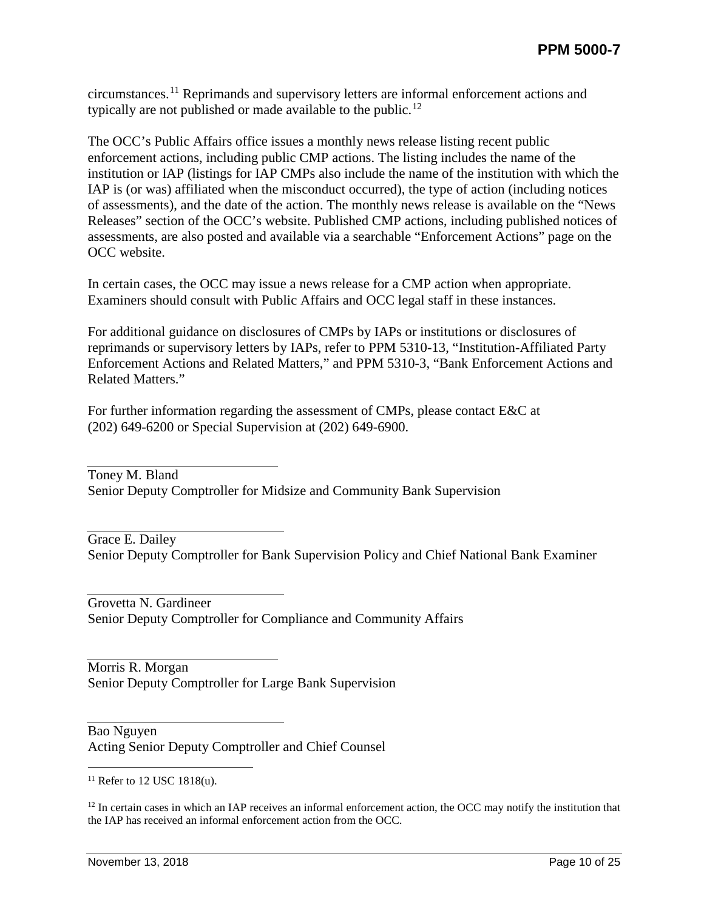circumstances.[11] Reprimands and supervisory letters are informal enforcement actions and typically are not published or made available to the public.[12]

The OCC's Public Affairs office issues a monthly news release listing recent public enforcement actions, including public CMP actions. The listing includes the name of the institution or IAP (listings for IAP CMPs also include the name of the institution with which the IAP is (or was) affiliated when the misconduct occurred), the type of action (including notices of assessments), and the date of the action. The monthly news release is available on the "News Releases" section of the OCC's website. Published CMP actions, including published notices of assessments, are also posted and available via a searchable "Enforcement Actions" page on the OCC website.

In certain cases, the OCC may issue a news release for a CMP action when appropriate. Examiners should consult with Public Affairs and OCC legal staff in these instances.

For additional guidance on disclosures of CMPs by IAPs or institutions or disclosures of reprimands or supervisory letters by IAPs, refer to PPM 5310-13, "Institution-Affiliated Party Enforcement Actions and Related Matters," and PPM 5310-3, "Bank Enforcement Actions and Related Matters."

For further information regarding the assessment of CMPs, please contact E&C at (202) 649-6200 or Special Supervision at (202) 649-6900.

Toney M. Bland
Senior Deputy Comptroller for Midsize and Community Bank Supervision

Grace E. Dailey
Senior Deputy Comptroller for Bank Supervision Policy and Chief National Bank Examiner

Grovetta N. Gardineer
Senior Deputy Comptroller for Compliance and Community Affairs

Morris R. Morgan
Senior Deputy Comptroller for Large Bank Supervision

Bao Nguyen
Acting Senior Deputy Comptroller and Chief Counsel

[11] Refer to 12 USC 1818(u).

[12] In certain cases in which an IAP receives an informal enforcement action, the OCC may notify the institution that the IAP has received an informal enforcement action from the OCC.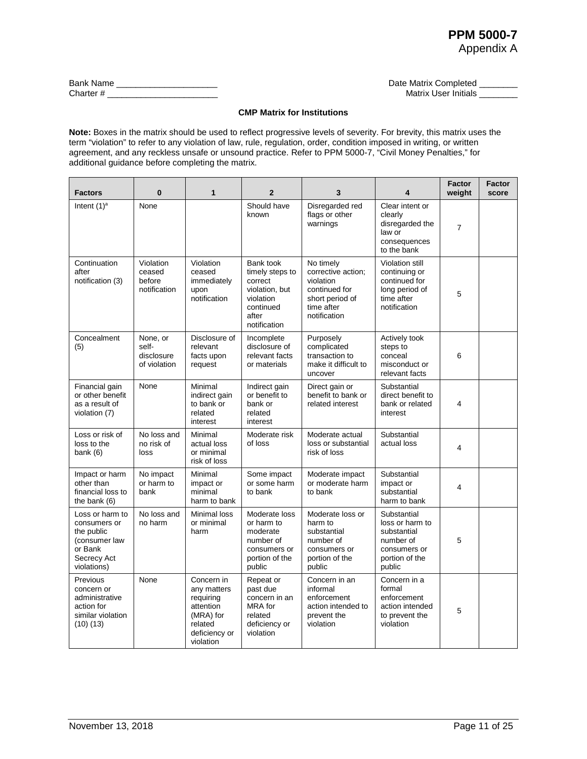**PPM 5000-7**
Appendix A

Bank Name _____________________ Date Matrix Completed ________
Charter # _______________________ Matrix User Initials ________

**CMP Matrix for Institutions**

**Note:** Boxes in the matrix should be used to reflect progressive levels of severity. For brevity, this matrix uses the term "violation" to refer to any violation of law, rule, regulation, order, condition imposed in writing, or written agreement, and any reckless unsafe or unsound practice. Refer to PPM 5000-7, "Civil Money Penalties," for additional guidance before completing the matrix.

| Factors | 0 | 1 | 2 | 3 | 4 | Factor weight | Factor score |
|---|---|---|---|---|---|---|---|
| Intent (1)[a] | None | | Should have known | Disregarded red flags or other warnings | Clear intent or clearly disregarded the law or consequences to the bank | 7 | |
| Continuation after notification (3) | Violation ceased before notification | Violation ceased immediately upon notification | Bank took timely steps to correct violation, but violation continued after notification | No timely corrective action; violation continued for short period of time after notification | Violation still continuing or continued for long period of time after notification | 5 | |
| Concealment (5) | None, or self-disclosure of violation | Disclosure of relevant facts upon request | Incomplete disclosure of relevant facts or materials | Purposely complicated transaction to make it difficult to uncover | Actively took steps to conceal misconduct or relevant facts | 6 | |
| Financial gain or other benefit as a result of violation (7) | None | Minimal indirect gain to bank or related interest | Indirect gain or benefit to bank or related interest | Direct gain or benefit to bank or related interest | Substantial direct benefit to bank or related interest | 4 | |
| Loss or risk of loss to the bank (6) | No loss and no risk of loss | Minimal actual loss or minimal risk of loss | Moderate risk of loss | Moderate actual loss or substantial risk of loss | Substantial actual loss | 4 | |
| Impact or harm other than financial loss to the bank (6) | No impact or harm to bank | Minimal impact or minimal harm to bank | Some impact or some harm to bank | Moderate impact or moderate harm to bank | Substantial impact or substantial harm to bank | 4 | |
| Loss or harm to consumers or the public (consumer law or Bank Secrecy Act violations) | No loss and no harm | Minimal loss or minimal harm | Moderate loss or harm to moderate number of consumers or portion of the public | Moderate loss or harm to substantial number of consumers or portion of the public | Substantial loss or harm to substantial number of consumers or portion of the public | 5 | |
| Previous concern or administrative action for similar violation (10) (13) | None | Concern in any matters requiring attention (MRA) for related deficiency or violation | Repeat or past due concern in an MRA for related deficiency or violation | Concern in an informal enforcement action intended to prevent the violation | Concern in a formal enforcement action intended to prevent the violation | 5 | |

November 13, 2018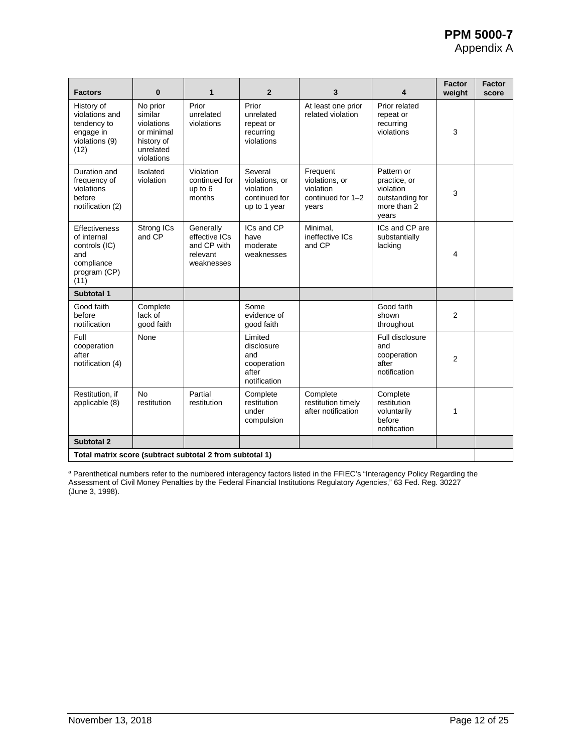| Factors | 0 | 1 | 2 | 3 | 4 | Factor weight | Factor score |
|---|---|---|---|---|---|---|---|
| History of violations and tendency to engage in violations (9) (12) | No prior similar violations or minimal history of unrelated violations | Prior unrelated violations | Prior unrelated repeat or recurring violations | At least one prior related violation | Prior related repeat or recurring violations | 3 | |
| Duration and frequency of violations before notification (2) | Isolated violation | Violation continued for up to 6 months | Several violations, or violation continued for up to 1 year | Frequent violations, or violation continued for 1–2 years | Pattern or practice, or violation outstanding for more than 2 years | 3 | |
| Effectiveness of internal controls (IC) and compliance program (CP) (11) | Strong ICs and CP | Generally effective ICs and CP with relevant weaknesses | ICs and CP have moderate weaknesses | Minimal, ineffective ICs and CP | ICs and CP are substantially lacking | 4 | |
| **Subtotal 1** | | | | | | | |
| Good faith before notification | Complete lack of good faith | | Some evidence of good faith | | Good faith shown throughout | 2 | |
| Full cooperation after notification (4) | None | | Limited disclosure and cooperation after notification | | Full disclosure and cooperation after notification | 2 | |
| Restitution, if applicable (8) | No restitution | Partial restitution | Complete restitution under compulsion | Complete restitution timely after notification | Complete restitution voluntarily before notification | 1 | |
| **Subtotal 2** | | | | | | | |
| **Total matrix score (subtract subtotal 2 from subtotal 1)** | | | | | | | |

[a] Parenthetical numbers refer to the numbered interagency factors listed in the FFIEC's "Interagency Policy Regarding the Assessment of Civil Money Penalties by the Federal Financial Institutions Regulatory Agencies," 63 Fed. Reg. 30227 (June 3, 1998).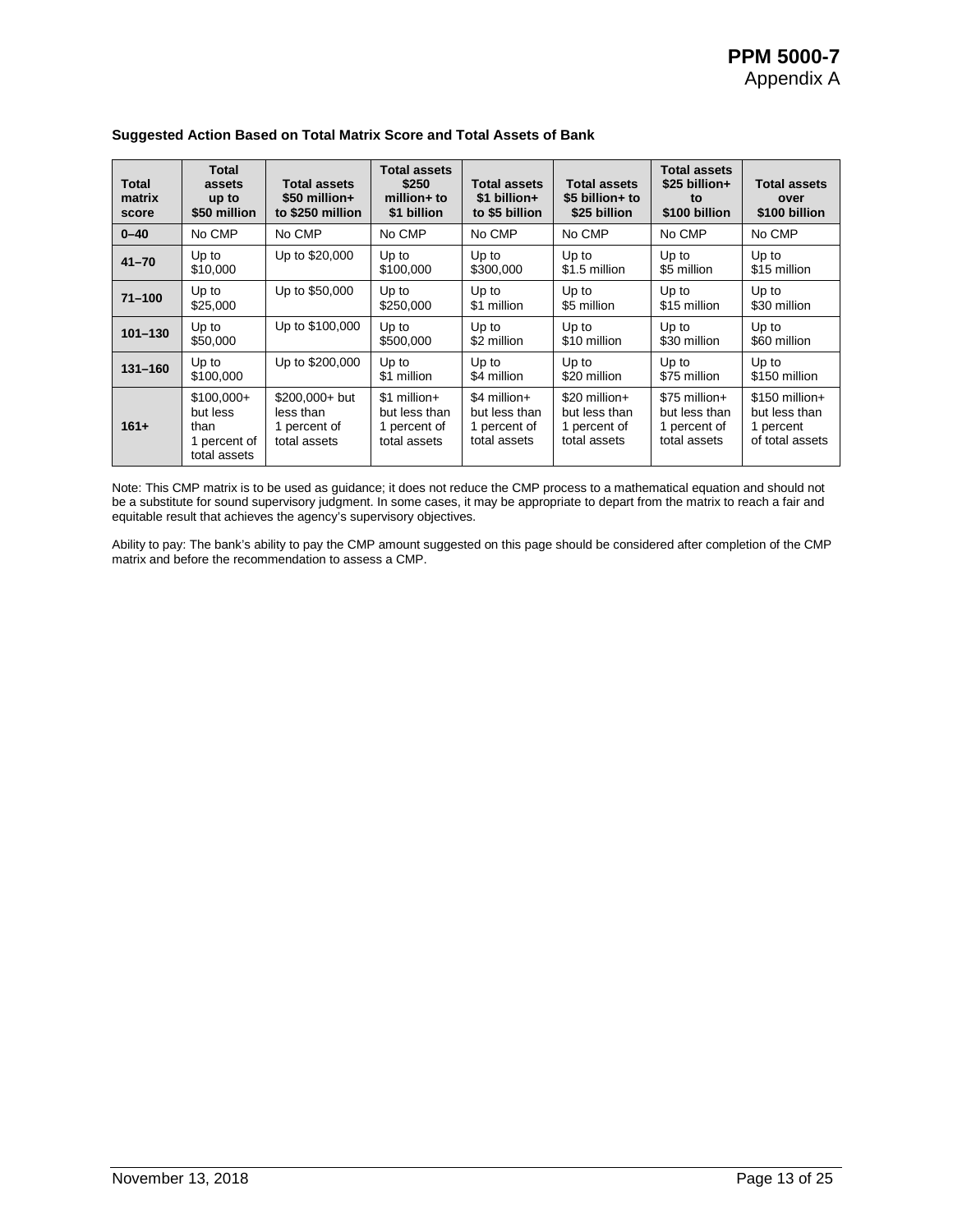**Suggested Action Based on Total Matrix Score and Total Assets of Bank**

| Total matrix score | Total assets up to $50 million | Total assets $50 million+ to $250 million | Total assets $250 million+ to $1 billion | Total assets $1 billion+ to $5 billion | Total assets $5 billion+ to $25 billion | Total assets $25 billion+ to $100 billion | Total assets over $100 billion |
|---|---|---|---|---|---|---|---|
| **0–40** | No CMP | No CMP | No CMP | No CMP | No CMP | No CMP | No CMP |
| **41–70** | Up to $10,000 | Up to $20,000 | Up to $100,000 | Up to $300,000 | Up to $1.5 million | Up to $5 million | Up to $15 million |
| **71–100** | Up to $25,000 | Up to $50,000 | Up to $250,000 | Up to $1 million | Up to $5 million | Up to $15 million | Up to $30 million |
| **101–130** | Up to $50,000 | Up to $100,000 | Up to $500,000 | Up to $2 million | Up to $10 million | Up to $30 million | Up to $60 million |
| **131–160** | Up to $100,000 | Up to $200,000 | Up to $1 million | Up to $4 million | Up to $20 million | Up to $75 million | Up to $150 million |
| **161+** | $100,000+ but less than 1 percent of total assets | $200,000+ but less than 1 percent of total assets | $1 million+ but less than 1 percent of total assets | $4 million+ but less than 1 percent of total assets | $20 million+ but less than 1 percent of total assets | $75 million+ but less than 1 percent of total assets | $150 million+ but less than 1 percent of total assets |

Note: This CMP matrix is to be used as guidance; it does not reduce the CMP process to a mathematical equation and should not be a substitute for sound supervisory judgment. In some cases, it may be appropriate to depart from the matrix to reach a fair and equitable result that achieves the agency's supervisory objectives.

Ability to pay: The bank's ability to pay the CMP amount suggested on this page should be considered after completion of the CMP matrix and before the recommendation to assess a CMP.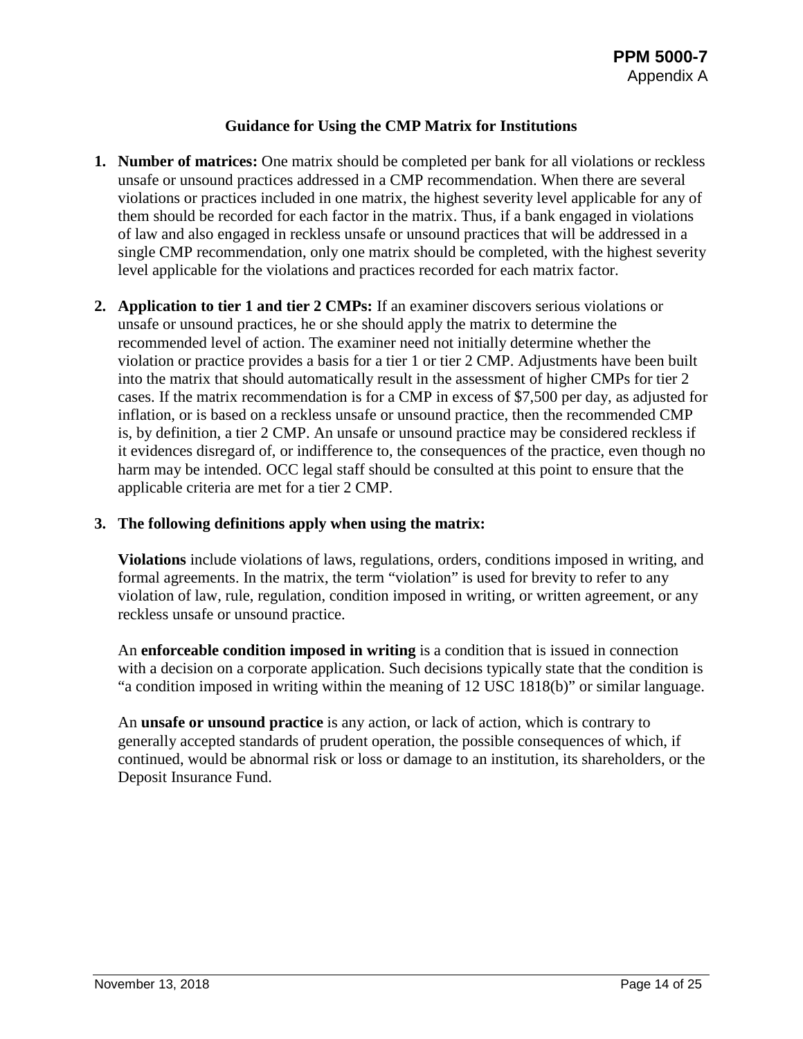## Guidance for Using the CMP Matrix for Institutions

1. **Number of matrices:** One matrix should be completed per bank for all violations or reckless unsafe or unsound practices addressed in a CMP recommendation. When there are several violations or practices included in one matrix, the highest severity level applicable for any of them should be recorded for each factor in the matrix. Thus, if a bank engaged in violations of law and also engaged in reckless unsafe or unsound practices that will be addressed in a single CMP recommendation, only one matrix should be completed, with the highest severity level applicable for the violations and practices recorded for each matrix factor.

2. **Application to tier 1 and tier 2 CMPs:** If an examiner discovers serious violations or unsafe or unsound practices, he or she should apply the matrix to determine the recommended level of action. The examiner need not initially determine whether the violation or practice provides a basis for a tier 1 or tier 2 CMP. Adjustments have been built into the matrix that should automatically result in the assessment of higher CMPs for tier 2 cases. If the matrix recommendation is for a CMP in excess of $7,500 per day, as adjusted for inflation, or is based on a reckless unsafe or unsound practice, then the recommended CMP is, by definition, a tier 2 CMP. An unsafe or unsound practice may be considered reckless if it evidences disregard of, or indifference to, the consequences of the practice, even though no harm may be intended. OCC legal staff should be consulted at this point to ensure that the applicable criteria are met for a tier 2 CMP.

3. **The following definitions apply when using the matrix:**

   **Violations** include violations of laws, regulations, orders, conditions imposed in writing, and formal agreements. In the matrix, the term "violation" is used for brevity to refer to any violation of law, rule, regulation, condition imposed in writing, or written agreement, or any reckless unsafe or unsound practice.

   An **enforceable condition imposed in writing** is a condition that is issued in connection with a decision on a corporate application. Such decisions typically state that the condition is "a condition imposed in writing within the meaning of 12 USC 1818(b)" or similar language.

   An **unsafe or unsound practice** is any action, or lack of action, which is contrary to generally accepted standards of prudent operation, the possible consequences of which, if continued, would be abnormal risk or loss or damage to an institution, its shareholders, or the Deposit Insurance Fund.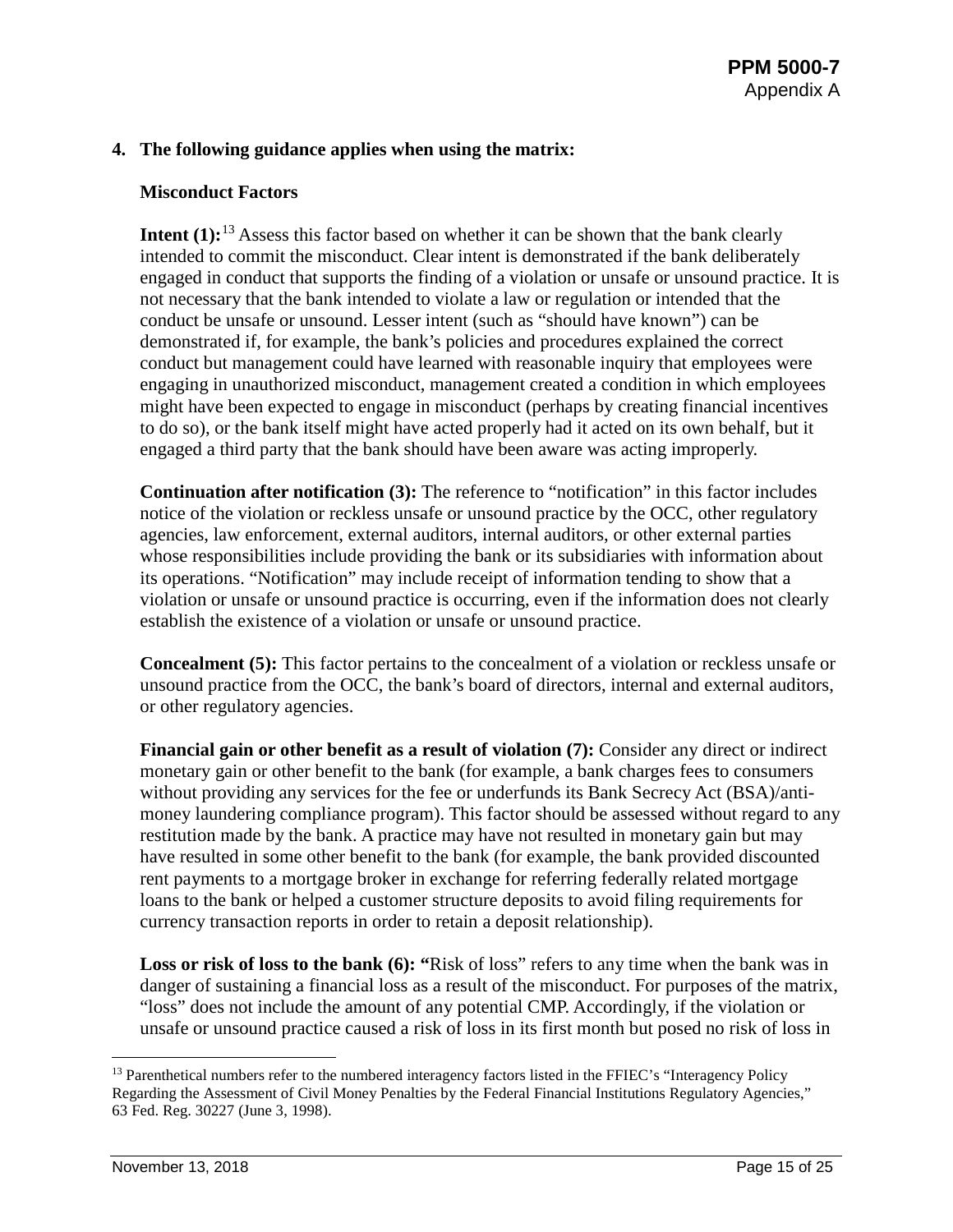**4. The following guidance applies when using the matrix:**

**Misconduct Factors**

**Intent (1):**[13] Assess this factor based on whether it can be shown that the bank clearly intended to commit the misconduct. Clear intent is demonstrated if the bank deliberately engaged in conduct that supports the finding of a violation or unsafe or unsound practice. It is not necessary that the bank intended to violate a law or regulation or intended that the conduct be unsafe or unsound. Lesser intent (such as "should have known") can be demonstrated if, for example, the bank's policies and procedures explained the correct conduct but management could have learned with reasonable inquiry that employees were engaging in unauthorized misconduct, management created a condition in which employees might have been expected to engage in misconduct (perhaps by creating financial incentives to do so), or the bank itself might have acted properly had it acted on its own behalf, but it engaged a third party that the bank should have been aware was acting improperly.

**Continuation after notification (3):** The reference to "notification" in this factor includes notice of the violation or reckless unsafe or unsound practice by the OCC, other regulatory agencies, law enforcement, external auditors, internal auditors, or other external parties whose responsibilities include providing the bank or its subsidiaries with information about its operations. "Notification" may include receipt of information tending to show that a violation or unsafe or unsound practice is occurring, even if the information does not clearly establish the existence of a violation or unsafe or unsound practice.

**Concealment (5):** This factor pertains to the concealment of a violation or reckless unsafe or unsound practice from the OCC, the bank's board of directors, internal and external auditors, or other regulatory agencies.

**Financial gain or other benefit as a result of violation (7):** Consider any direct or indirect monetary gain or other benefit to the bank (for example, a bank charges fees to consumers without providing any services for the fee or underfunds its Bank Secrecy Act (BSA)/anti-money laundering compliance program). This factor should be assessed without regard to any restitution made by the bank. A practice may have not resulted in monetary gain but may have resulted in some other benefit to the bank (for example, the bank provided discounted rent payments to a mortgage broker in exchange for referring federally related mortgage loans to the bank or helped a customer structure deposits to avoid filing requirements for currency transaction reports in order to retain a deposit relationship).

**Loss or risk of loss to the bank (6):** "Risk of loss" refers to any time when the bank was in danger of sustaining a financial loss as a result of the misconduct. For purposes of the matrix, "loss" does not include the amount of any potential CMP. Accordingly, if the violation or unsafe or unsound practice caused a risk of loss in its first month but posed no risk of loss in

[13] Parenthetical numbers refer to the numbered interagency factors listed in the FFIEC's "Interagency Policy Regarding the Assessment of Civil Money Penalties by the Federal Financial Institutions Regulatory Agencies," 63 Fed. Reg. 30227 (June 3, 1998).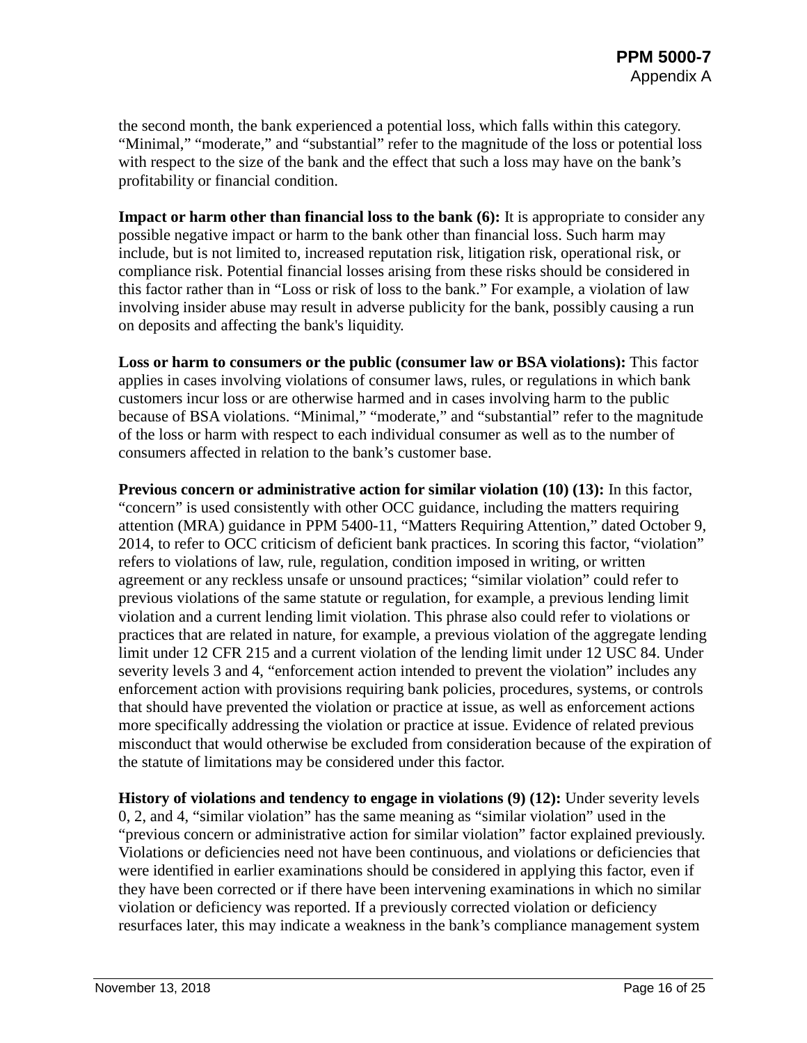the second month, the bank experienced a potential loss, which falls within this category. "Minimal," "moderate," and "substantial" refer to the magnitude of the loss or potential loss with respect to the size of the bank and the effect that such a loss may have on the bank's profitability or financial condition.

**Impact or harm other than financial loss to the bank (6):** It is appropriate to consider any possible negative impact or harm to the bank other than financial loss. Such harm may include, but is not limited to, increased reputation risk, litigation risk, operational risk, or compliance risk. Potential financial losses arising from these risks should be considered in this factor rather than in "Loss or risk of loss to the bank." For example, a violation of law involving insider abuse may result in adverse publicity for the bank, possibly causing a run on deposits and affecting the bank's liquidity.

**Loss or harm to consumers or the public (consumer law or BSA violations):** This factor applies in cases involving violations of consumer laws, rules, or regulations in which bank customers incur loss or are otherwise harmed and in cases involving harm to the public because of BSA violations. "Minimal," "moderate," and "substantial" refer to the magnitude of the loss or harm with respect to each individual consumer as well as to the number of consumers affected in relation to the bank's customer base.

**Previous concern or administrative action for similar violation (10) (13):** In this factor, "concern" is used consistently with other OCC guidance, including the matters requiring attention (MRA) guidance in PPM 5400-11, "Matters Requiring Attention," dated October 9, 2014, to refer to OCC criticism of deficient bank practices. In scoring this factor, "violation" refers to violations of law, rule, regulation, condition imposed in writing, or written agreement or any reckless unsafe or unsound practices; "similar violation" could refer to previous violations of the same statute or regulation, for example, a previous lending limit violation and a current lending limit violation. This phrase also could refer to violations or practices that are related in nature, for example, a previous violation of the aggregate lending limit under 12 CFR 215 and a current violation of the lending limit under 12 USC 84. Under severity levels 3 and 4, "enforcement action intended to prevent the violation" includes any enforcement action with provisions requiring bank policies, procedures, systems, or controls that should have prevented the violation or practice at issue, as well as enforcement actions more specifically addressing the violation or practice at issue. Evidence of related previous misconduct that would otherwise be excluded from consideration because of the expiration of the statute of limitations may be considered under this factor.

**History of violations and tendency to engage in violations (9) (12):** Under severity levels 0, 2, and 4, "similar violation" has the same meaning as "similar violation" used in the "previous concern or administrative action for similar violation" factor explained previously. Violations or deficiencies need not have been continuous, and violations or deficiencies that were identified in earlier examinations should be considered in applying this factor, even if they have been corrected or if there have been intervening examinations in which no similar violation or deficiency was reported. If a previously corrected violation or deficiency resurfaces later, this may indicate a weakness in the bank's compliance management system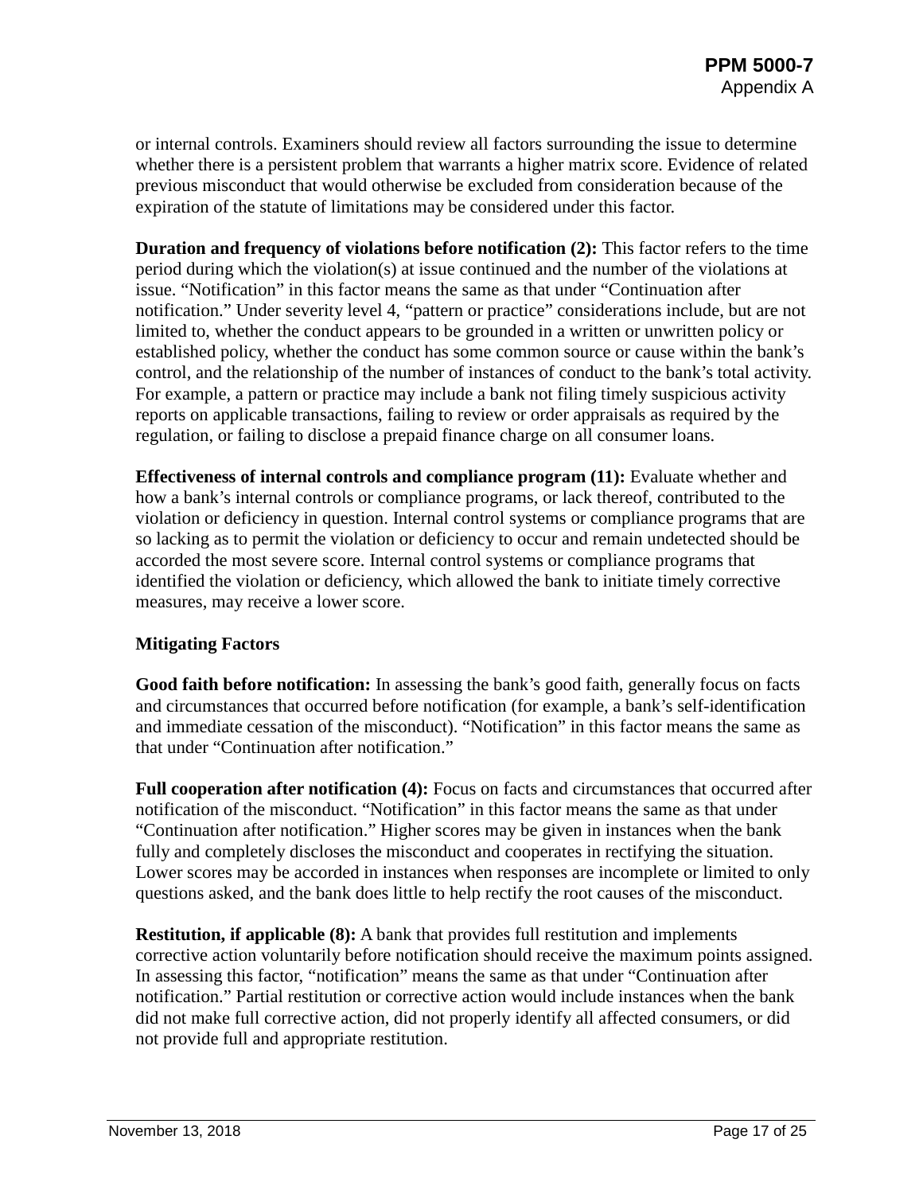or internal controls. Examiners should review all factors surrounding the issue to determine whether there is a persistent problem that warrants a higher matrix score. Evidence of related previous misconduct that would otherwise be excluded from consideration because of the expiration of the statute of limitations may be considered under this factor.

**Duration and frequency of violations before notification (2):** This factor refers to the time period during which the violation(s) at issue continued and the number of the violations at issue. "Notification" in this factor means the same as that under "Continuation after notification." Under severity level 4, "pattern or practice" considerations include, but are not limited to, whether the conduct appears to be grounded in a written or unwritten policy or established policy, whether the conduct has some common source or cause within the bank's control, and the relationship of the number of instances of conduct to the bank's total activity. For example, a pattern or practice may include a bank not filing timely suspicious activity reports on applicable transactions, failing to review or order appraisals as required by the regulation, or failing to disclose a prepaid finance charge on all consumer loans.

**Effectiveness of internal controls and compliance program (11):** Evaluate whether and how a bank's internal controls or compliance programs, or lack thereof, contributed to the violation or deficiency in question. Internal control systems or compliance programs that are so lacking as to permit the violation or deficiency to occur and remain undetected should be accorded the most severe score. Internal control systems or compliance programs that identified the violation or deficiency, which allowed the bank to initiate timely corrective measures, may receive a lower score.

**Mitigating Factors**

**Good faith before notification:** In assessing the bank's good faith, generally focus on facts and circumstances that occurred before notification (for example, a bank's self-identification and immediate cessation of the misconduct). "Notification" in this factor means the same as that under "Continuation after notification."

**Full cooperation after notification (4):** Focus on facts and circumstances that occurred after notification of the misconduct. "Notification" in this factor means the same as that under "Continuation after notification." Higher scores may be given in instances when the bank fully and completely discloses the misconduct and cooperates in rectifying the situation. Lower scores may be accorded in instances when responses are incomplete or limited to only questions asked, and the bank does little to help rectify the root causes of the misconduct.

**Restitution, if applicable (8):** A bank that provides full restitution and implements corrective action voluntarily before notification should receive the maximum points assigned. In assessing this factor, "notification" means the same as that under "Continuation after notification." Partial restitution or corrective action would include instances when the bank did not make full corrective action, did not properly identify all affected consumers, or did not provide full and appropriate restitution.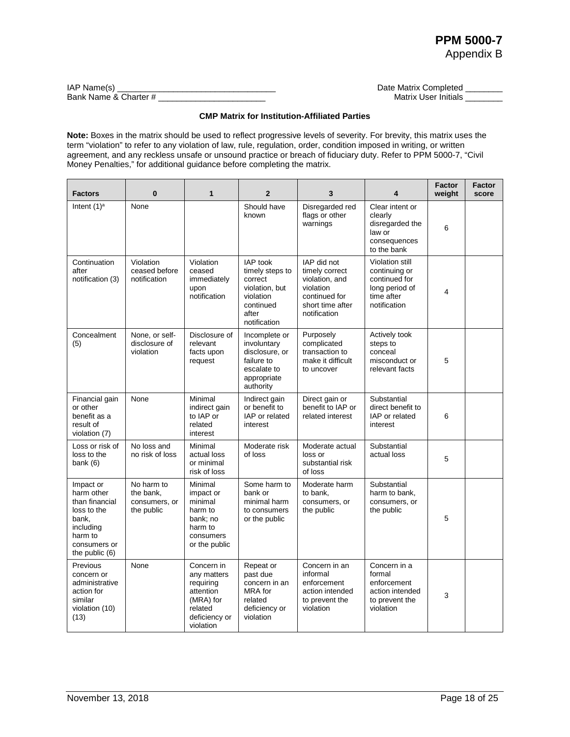# PPM 5000-7
## Appendix B

IAP Name(s) ___________________________________ Date Matrix Completed ________

Bank Name & Charter # ________________________ Matrix User Initials ________

### CMP Matrix for Institution-Affiliated Parties

**Note:** Boxes in the matrix should be used to reflect progressive levels of severity. For brevity, this matrix uses the term "violation" to refer to any violation of law, rule, regulation, order, condition imposed in writing, or written agreement, and any reckless unsafe or unsound practice or breach of fiduciary duty. Refer to PPM 5000-7, "Civil Money Penalties," for additional guidance before completing the matrix.

| Factors | 0 | 1 | 2 | 3 | 4 | Factor weight | Factor score |
|---|---|---|---|---|---|---|---|
| Intent (1)[a] | None | | Should have known | Disregarded red flags or other warnings | Clear intent or clearly disregarded the law or consequences to the bank | 6 | |
| Continuation after notification (3) | Violation ceased before notification | Violation ceased immediately upon notification | IAP took timely steps to correct violation, but violation continued after notification | IAP did not timely correct violation, and violation continued for short time after notification | Violation still continuing or continued for long period of time after notification | 4 | |
| Concealment (5) | None, or self-disclosure of violation | Disclosure of relevant facts upon request | Incomplete or involuntary disclosure, or failure to escalate to appropriate authority | Purposely complicated transaction to make it difficult to uncover | Actively took steps to conceal misconduct or relevant facts | 5 | |
| Financial gain or other benefit as a result of violation (7) | None | Minimal indirect gain to IAP or related interest | Indirect gain or benefit to IAP or related interest | Direct gain or benefit to IAP or related interest | Substantial direct benefit to IAP or related interest | 6 | |
| Loss or risk of loss to the bank (6) | No loss and no risk of loss | Minimal actual loss or minimal risk of loss | Moderate risk of loss | Moderate actual loss or substantial risk of loss | Substantial actual loss | 5 | |
| Impact or harm other than financial loss to the bank, including harm to consumers or the public (6) | No harm to the bank, consumers, or the public | Minimal impact or minimal harm to bank; no harm to consumers or the public | Some harm to bank or minimal harm to consumers or the public | Moderate harm to bank, consumers, or the public | Substantial harm to bank, consumers, or the public | 5 | |
| Previous concern or administrative action for similar violation (10) (13) | None | Concern in any matters requiring attention (MRA) for related deficiency or violation | Repeat or past due concern in an MRA for related deficiency or violation | Concern in an informal enforcement action intended to prevent the violation | Concern in a formal enforcement action intended to prevent the violation | 3 | |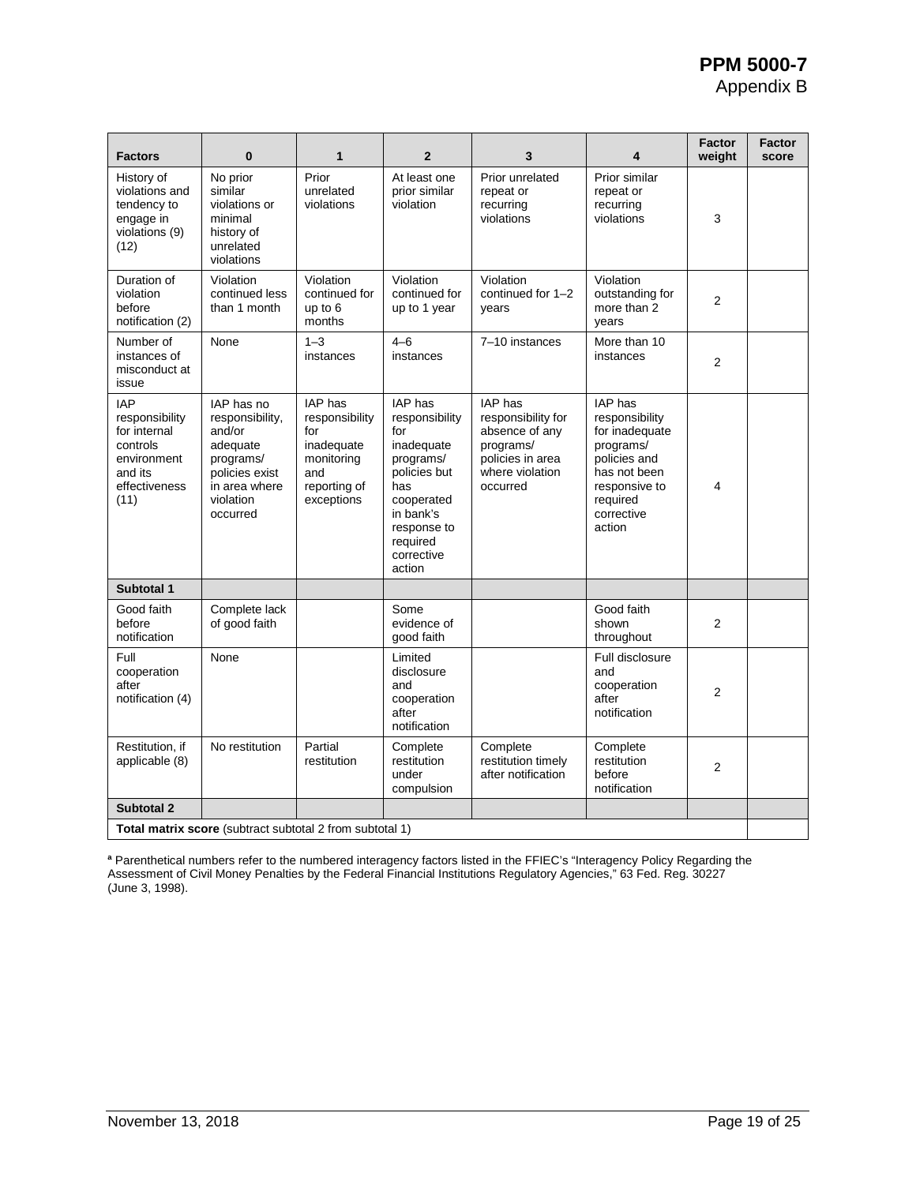| Factors | 0 | 1 | 2 | 3 | 4 | Factor weight | Factor score |
|---|---|---|---|---|---|---|---|
| History of violations and tendency to engage in violations (9) (12) | No prior similar violations or minimal history of unrelated violations | Prior unrelated violations | At least one prior similar violation | Prior unrelated repeat or recurring violations | Prior similar repeat or recurring violations | 3 | |
| Duration of violation before notification (2) | Violation continued less than 1 month | Violation continued for up to 6 months | Violation continued for up to 1 year | Violation continued for 1–2 years | Violation outstanding for more than 2 years | 2 | |
| Number of instances of misconduct at issue | None | 1–3 instances | 4–6 instances | 7–10 instances | More than 10 instances | 2 | |
| IAP responsibility for internal controls environment and its effectiveness (11) | IAP has no responsibility, and/or adequate programs/ policies exist in area where violation occurred | IAP has responsibility for inadequate monitoring and reporting of exceptions | IAP has responsibility for inadequate programs/ policies but has cooperated in bank's response to required corrective action | IAP has responsibility for absence of any programs/ policies in area where violation occurred | IAP has responsibility for inadequate programs/ policies and has not been responsive to required corrective action | 4 | |
| **Subtotal 1** | | | | | | | |
| Good faith before notification | Complete lack of good faith | | Some evidence of good faith | | Good faith shown throughout | 2 | |
| Full cooperation after notification (4) | None | | Limited disclosure and cooperation after notification | | Full disclosure and cooperation after notification | 2 | |
| Restitution, if applicable (8) | No restitution | Partial restitution | Complete restitution under compulsion | Complete restitution timely after notification | Complete restitution before notification | 2 | |
| **Subtotal 2** | | | | | | | |
| **Total matrix score** (subtract subtotal 2 from subtotal 1) | | | | | | | |

[a] Parenthetical numbers refer to the numbered interagency factors listed in the FFIEC's "Interagency Policy Regarding the Assessment of Civil Money Penalties by the Federal Financial Institutions Regulatory Agencies," 63 Fed. Reg. 30227 (June 3, 1998).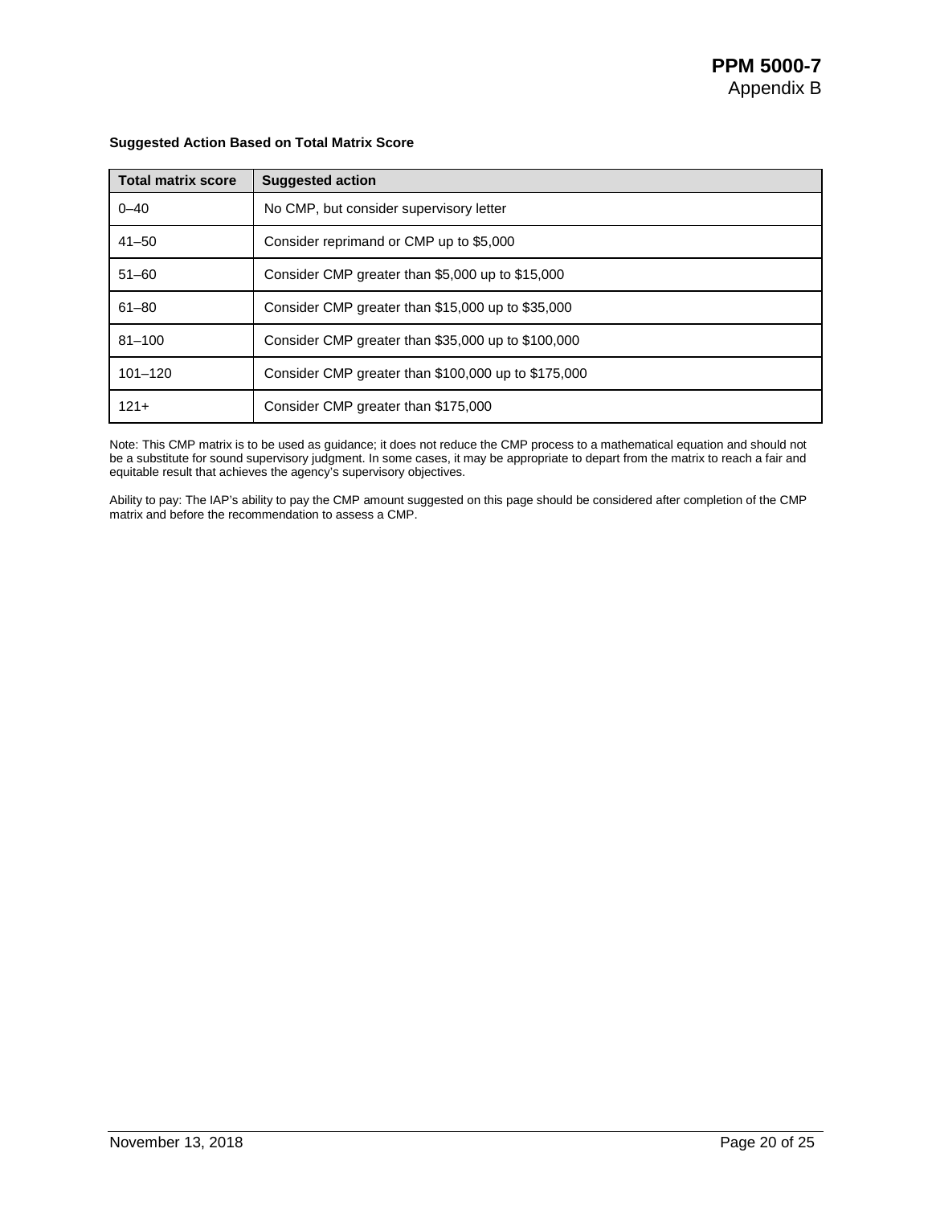**Suggested Action Based on Total Matrix Score**

| Total matrix score | Suggested action |
|---|---|
| 0–40 | No CMP, but consider supervisory letter |
| 41–50 | Consider reprimand or CMP up to $5,000 |
| 51–60 | Consider CMP greater than $5,000 up to $15,000 |
| 61–80 | Consider CMP greater than $15,000 up to $35,000 |
| 81–100 | Consider CMP greater than $35,000 up to $100,000 |
| 101–120 | Consider CMP greater than $100,000 up to $175,000 |
| 121+ | Consider CMP greater than $175,000 |

Note: This CMP matrix is to be used as guidance; it does not reduce the CMP process to a mathematical equation and should not be a substitute for sound supervisory judgment. In some cases, it may be appropriate to depart from the matrix to reach a fair and equitable result that achieves the agency's supervisory objectives.

Ability to pay: The IAP's ability to pay the CMP amount suggested on this page should be considered after completion of the CMP matrix and before the recommendation to assess a CMP.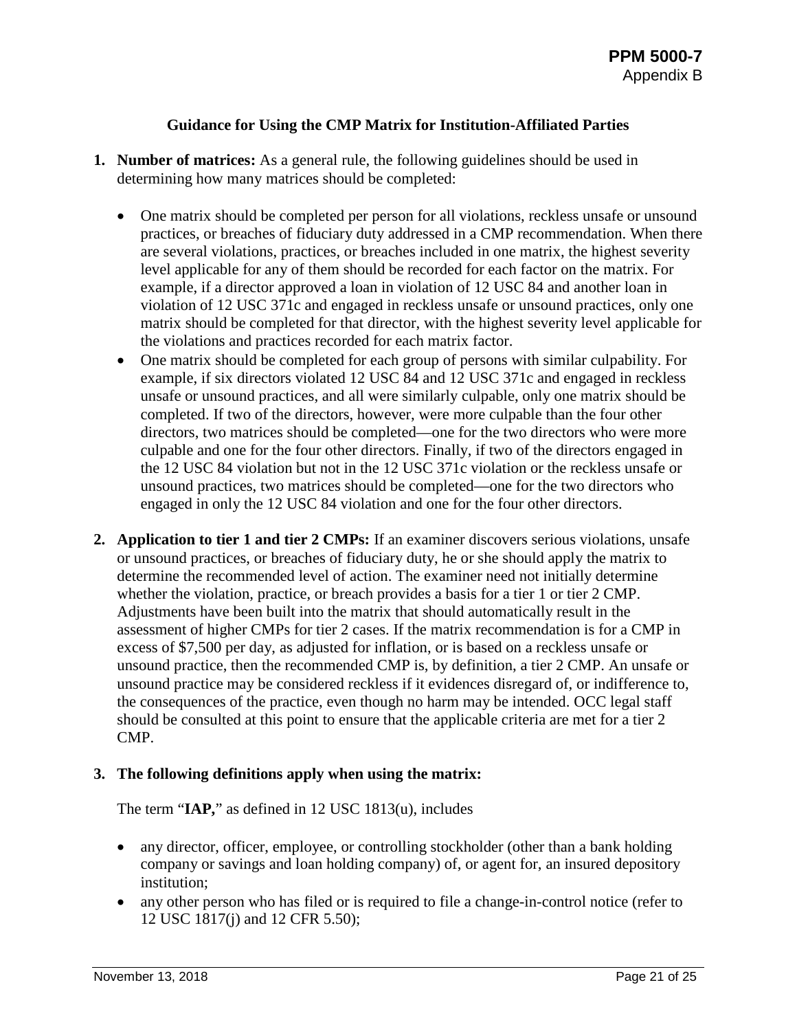## Guidance for Using the CMP Matrix for Institution-Affiliated Parties

1. **Number of matrices:** As a general rule, the following guidelines should be used in determining how many matrices should be completed:

    - One matrix should be completed per person for all violations, reckless unsafe or unsound practices, or breaches of fiduciary duty addressed in a CMP recommendation. When there are several violations, practices, or breaches included in one matrix, the highest severity level applicable for any of them should be recorded for each factor on the matrix. For example, if a director approved a loan in violation of 12 USC 84 and another loan in violation of 12 USC 371c and engaged in reckless unsafe or unsound practices, only one matrix should be completed for that director, with the highest severity level applicable for the violations and practices recorded for each matrix factor.
    - One matrix should be completed for each group of persons with similar culpability. For example, if six directors violated 12 USC 84 and 12 USC 371c and engaged in reckless unsafe or unsound practices, and all were similarly culpable, only one matrix should be completed. If two of the directors, however, were more culpable than the four other directors, two matrices should be completed—one for the two directors who were more culpable and one for the four other directors. Finally, if two of the directors engaged in the 12 USC 84 violation but not in the 12 USC 371c violation or the reckless unsafe or unsound practices, two matrices should be completed—one for the two directors who engaged in only the 12 USC 84 violation and one for the four other directors.

2. **Application to tier 1 and tier 2 CMPs:** If an examiner discovers serious violations, unsafe or unsound practices, or breaches of fiduciary duty, he or she should apply the matrix to determine the recommended level of action. The examiner need not initially determine whether the violation, practice, or breach provides a basis for a tier 1 or tier 2 CMP. Adjustments have been built into the matrix that should automatically result in the assessment of higher CMPs for tier 2 cases. If the matrix recommendation is for a CMP in excess of $7,500 per day, as adjusted for inflation, or is based on a reckless unsafe or unsound practice, then the recommended CMP is, by definition, a tier 2 CMP. An unsafe or unsound practice may be considered reckless if it evidences disregard of, or indifference to, the consequences of the practice, even though no harm may be intended. OCC legal staff should be consulted at this point to ensure that the applicable criteria are met for a tier 2 CMP.

3. **The following definitions apply when using the matrix:**

    The term "**IAP,**" as defined in 12 USC 1813(u), includes

    - any director, officer, employee, or controlling stockholder (other than a bank holding company or savings and loan holding company) of, or agent for, an insured depository institution;
    - any other person who has filed or is required to file a change-in-control notice (refer to 12 USC 1817(j) and 12 CFR 5.50);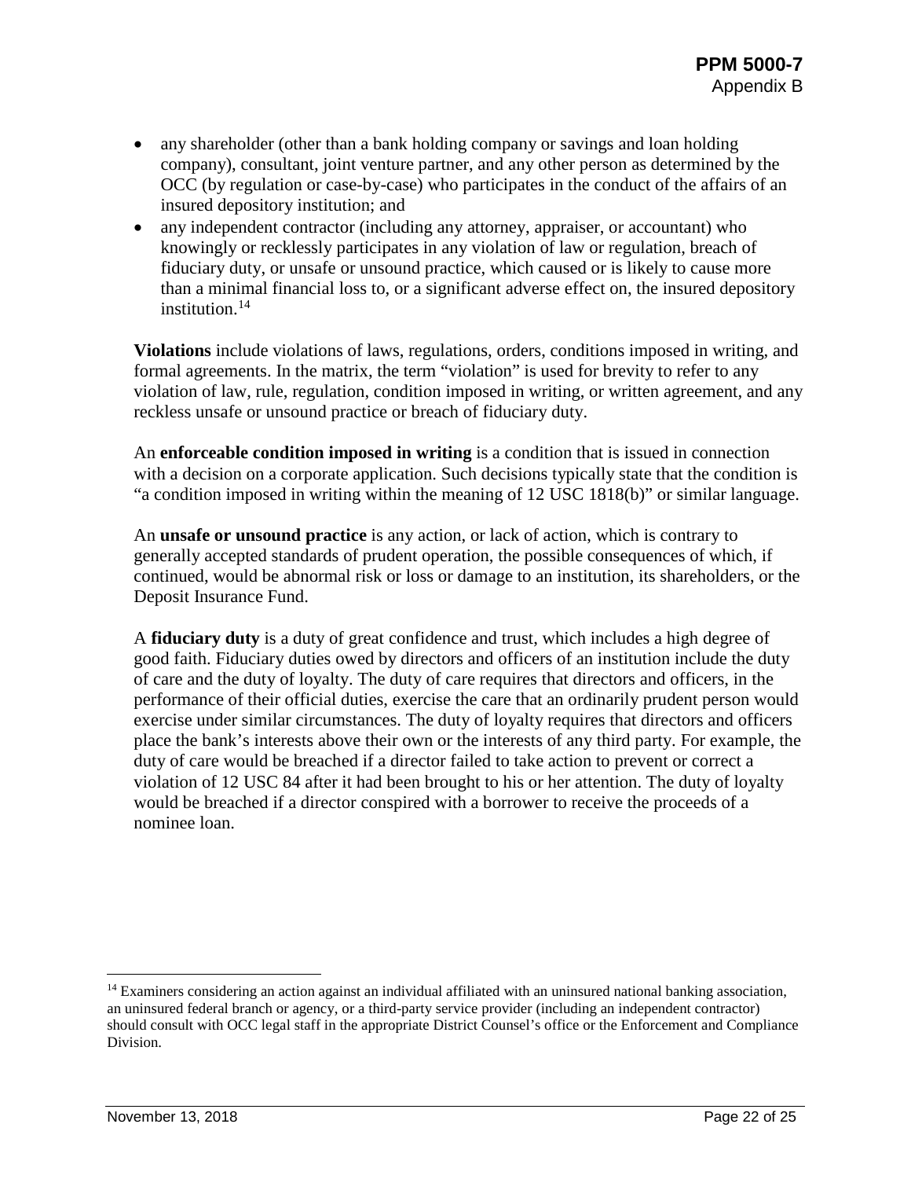- any shareholder (other than a bank holding company or savings and loan holding company), consultant, joint venture partner, and any other person as determined by the OCC (by regulation or case-by-case) who participates in the conduct of the affairs of an insured depository institution; and
- any independent contractor (including any attorney, appraiser, or accountant) who knowingly or recklessly participates in any violation of law or regulation, breach of fiduciary duty, or unsafe or unsound practice, which caused or is likely to cause more than a minimal financial loss to, or a significant adverse effect on, the insured depository institution.[14]

**Violations** include violations of laws, regulations, orders, conditions imposed in writing, and formal agreements. In the matrix, the term "violation" is used for brevity to refer to any violation of law, rule, regulation, condition imposed in writing, or written agreement, and any reckless unsafe or unsound practice or breach of fiduciary duty.

An **enforceable condition imposed in writing** is a condition that is issued in connection with a decision on a corporate application. Such decisions typically state that the condition is "a condition imposed in writing within the meaning of 12 USC 1818(b)" or similar language.

An **unsafe or unsound practice** is any action, or lack of action, which is contrary to generally accepted standards of prudent operation, the possible consequences of which, if continued, would be abnormal risk or loss or damage to an institution, its shareholders, or the Deposit Insurance Fund.

A **fiduciary duty** is a duty of great confidence and trust, which includes a high degree of good faith. Fiduciary duties owed by directors and officers of an institution include the duty of care and the duty of loyalty. The duty of care requires that directors and officers, in the performance of their official duties, exercise the care that an ordinarily prudent person would exercise under similar circumstances. The duty of loyalty requires that directors and officers place the bank's interests above their own or the interests of any third party. For example, the duty of care would be breached if a director failed to take action to prevent or correct a violation of 12 USC 84 after it had been brought to his or her attention. The duty of loyalty would be breached if a director conspired with a borrower to receive the proceeds of a nominee loan.

[14] Examiners considering an action against an individual affiliated with an uninsured national banking association, an uninsured federal branch or agency, or a third-party service provider (including an independent contractor) should consult with OCC legal staff in the appropriate District Counsel's office or the Enforcement and Compliance Division.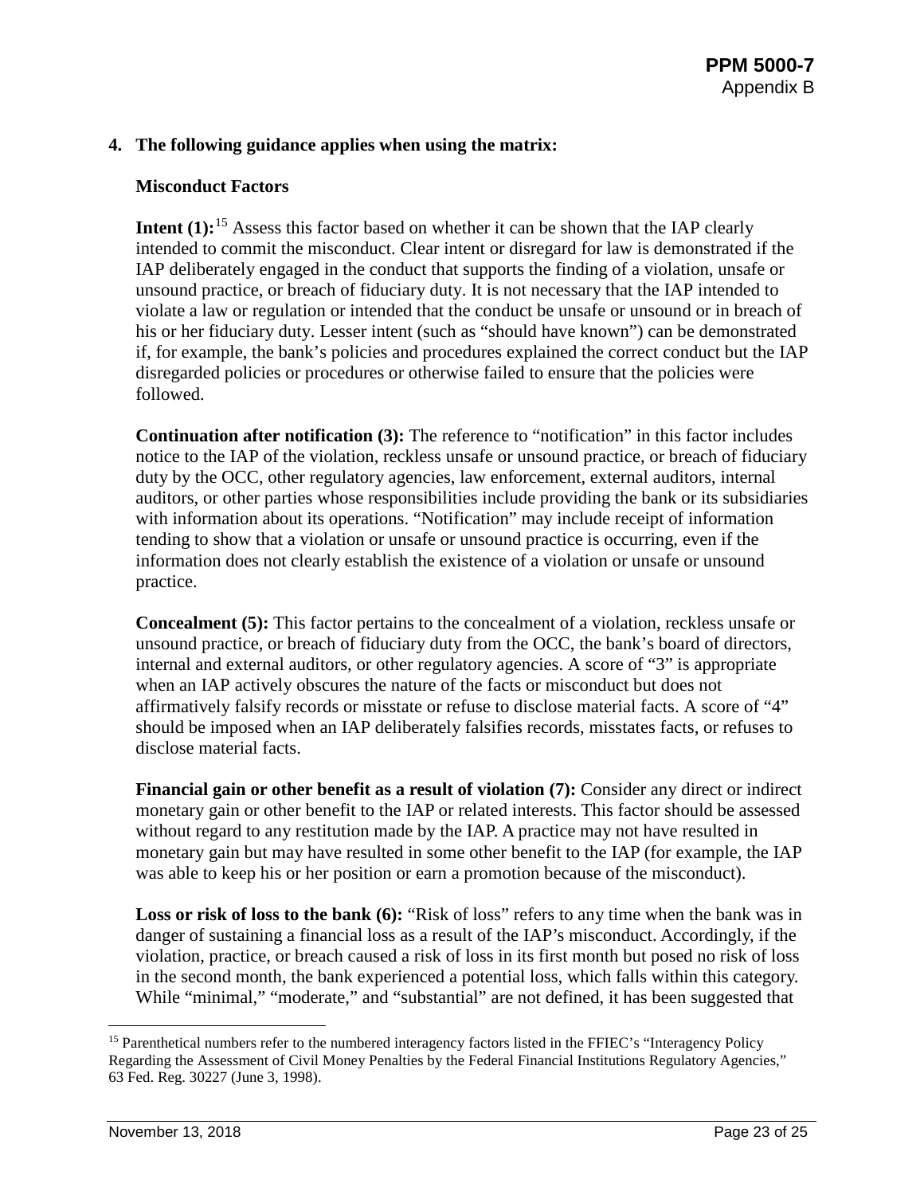**4. The following guidance applies when using the matrix:**

**Misconduct Factors**

**Intent (1):**[15] Assess this factor based on whether it can be shown that the IAP clearly intended to commit the misconduct. Clear intent or disregard for law is demonstrated if the IAP deliberately engaged in the conduct that supports the finding of a violation, unsafe or unsound practice, or breach of fiduciary duty. It is not necessary that the IAP intended to violate a law or regulation or intended that the conduct be unsafe or unsound or in breach of his or her fiduciary duty. Lesser intent (such as "should have known") can be demonstrated if, for example, the bank's policies and procedures explained the correct conduct but the IAP disregarded policies or procedures or otherwise failed to ensure that the policies were followed.

**Continuation after notification (3):** The reference to "notification" in this factor includes notice to the IAP of the violation, reckless unsafe or unsound practice, or breach of fiduciary duty by the OCC, other regulatory agencies, law enforcement, external auditors, internal auditors, or other parties whose responsibilities include providing the bank or its subsidiaries with information about its operations. "Notification" may include receipt of information tending to show that a violation or unsafe or unsound practice is occurring, even if the information does not clearly establish the existence of a violation or unsafe or unsound practice.

**Concealment (5):** This factor pertains to the concealment of a violation, reckless unsafe or unsound practice, or breach of fiduciary duty from the OCC, the bank's board of directors, internal and external auditors, or other regulatory agencies. A score of "3" is appropriate when an IAP actively obscures the nature of the facts or misconduct but does not affirmatively falsify records or misstate or refuse to disclose material facts. A score of "4" should be imposed when an IAP deliberately falsifies records, misstates facts, or refuses to disclose material facts.

**Financial gain or other benefit as a result of violation (7):** Consider any direct or indirect monetary gain or other benefit to the IAP or related interests. This factor should be assessed without regard to any restitution made by the IAP. A practice may not have resulted in monetary gain but may have resulted in some other benefit to the IAP (for example, the IAP was able to keep his or her position or earn a promotion because of the misconduct).

**Loss or risk of loss to the bank (6):** "Risk of loss" refers to any time when the bank was in danger of sustaining a financial loss as a result of the IAP's misconduct. Accordingly, if the violation, practice, or breach caused a risk of loss in its first month but posed no risk of loss in the second month, the bank experienced a potential loss, which falls within this category. While "minimal," "moderate," and "substantial" are not defined, it has been suggested that

[15] Parenthetical numbers refer to the numbered interagency factors listed in the FFIEC's "Interagency Policy Regarding the Assessment of Civil Money Penalties by the Federal Financial Institutions Regulatory Agencies," 63 Fed. Reg. 30227 (June 3, 1998).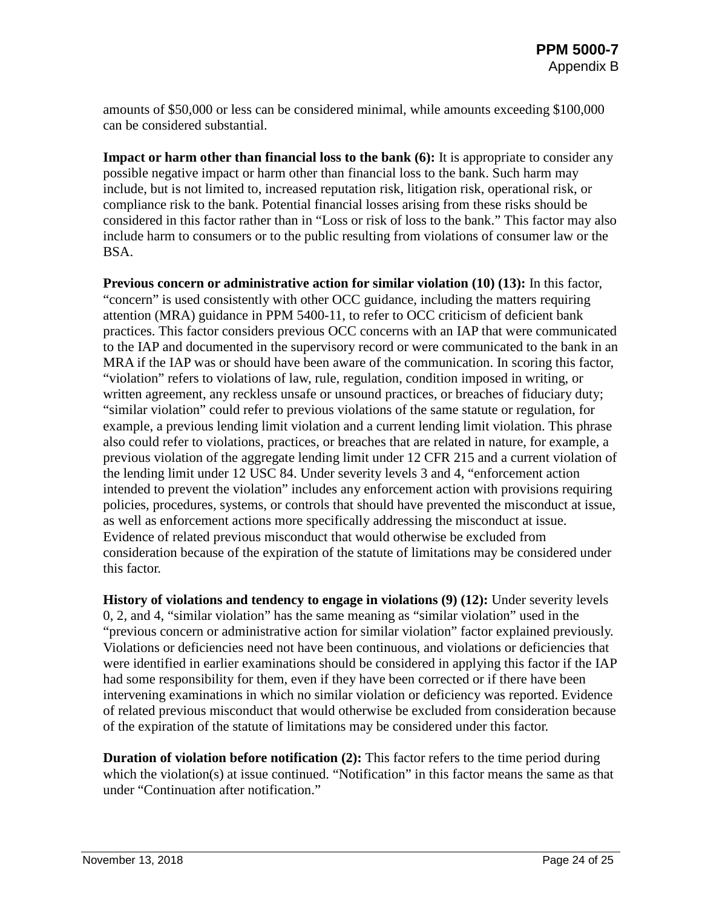amounts of $50,000 or less can be considered minimal, while amounts exceeding $100,000 can be considered substantial.

**Impact or harm other than financial loss to the bank (6):** It is appropriate to consider any possible negative impact or harm other than financial loss to the bank. Such harm may include, but is not limited to, increased reputation risk, litigation risk, operational risk, or compliance risk to the bank. Potential financial losses arising from these risks should be considered in this factor rather than in "Loss or risk of loss to the bank." This factor may also include harm to consumers or to the public resulting from violations of consumer law or the BSA.

**Previous concern or administrative action for similar violation (10) (13):** In this factor, "concern" is used consistently with other OCC guidance, including the matters requiring attention (MRA) guidance in PPM 5400-11, to refer to OCC criticism of deficient bank practices. This factor considers previous OCC concerns with an IAP that were communicated to the IAP and documented in the supervisory record or were communicated to the bank in an MRA if the IAP was or should have been aware of the communication. In scoring this factor, "violation" refers to violations of law, rule, regulation, condition imposed in writing, or written agreement, any reckless unsafe or unsound practices, or breaches of fiduciary duty; "similar violation" could refer to previous violations of the same statute or regulation, for example, a previous lending limit violation and a current lending limit violation. This phrase also could refer to violations, practices, or breaches that are related in nature, for example, a previous violation of the aggregate lending limit under 12 CFR 215 and a current violation of the lending limit under 12 USC 84. Under severity levels 3 and 4, "enforcement action intended to prevent the violation" includes any enforcement action with provisions requiring policies, procedures, systems, or controls that should have prevented the misconduct at issue, as well as enforcement actions more specifically addressing the misconduct at issue. Evidence of related previous misconduct that would otherwise be excluded from consideration because of the expiration of the statute of limitations may be considered under this factor.

**History of violations and tendency to engage in violations (9) (12):** Under severity levels 0, 2, and 4, "similar violation" has the same meaning as "similar violation" used in the "previous concern or administrative action for similar violation" factor explained previously. Violations or deficiencies need not have been continuous, and violations or deficiencies that were identified in earlier examinations should be considered in applying this factor if the IAP had some responsibility for them, even if they have been corrected or if there have been intervening examinations in which no similar violation or deficiency was reported. Evidence of related previous misconduct that would otherwise be excluded from consideration because of the expiration of the statute of limitations may be considered under this factor.

**Duration of violation before notification (2):** This factor refers to the time period during which the violation(s) at issue continued. "Notification" in this factor means the same as that under "Continuation after notification."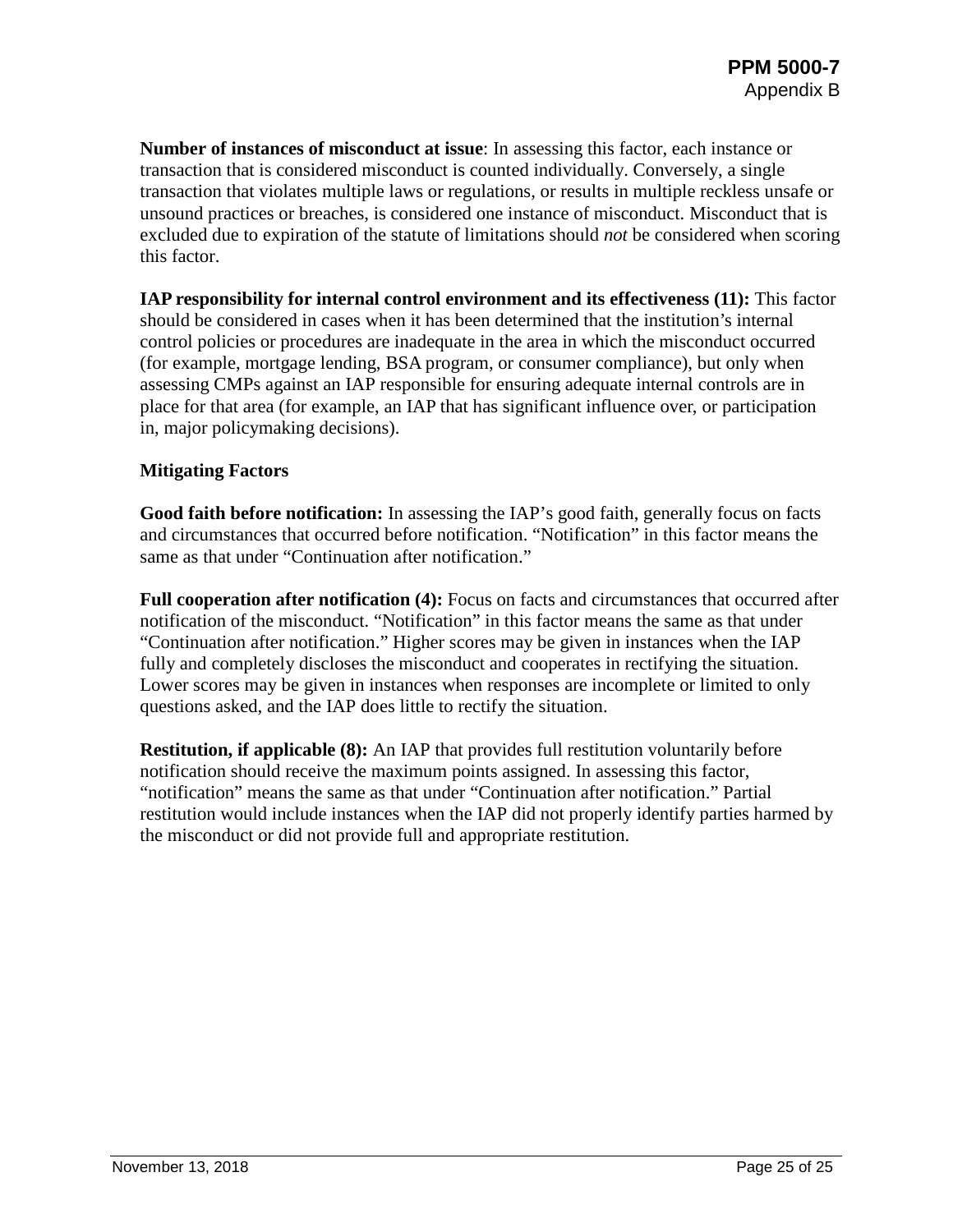**Number of instances of misconduct at issue**: In assessing this factor, each instance or transaction that is considered misconduct is counted individually. Conversely, a single transaction that violates multiple laws or regulations, or results in multiple reckless unsafe or unsound practices or breaches, is considered one instance of misconduct. Misconduct that is excluded due to expiration of the statute of limitations should *not* be considered when scoring this factor.

**IAP responsibility for internal control environment and its effectiveness (11):** This factor should be considered in cases when it has been determined that the institution's internal control policies or procedures are inadequate in the area in which the misconduct occurred (for example, mortgage lending, BSA program, or consumer compliance), but only when assessing CMPs against an IAP responsible for ensuring adequate internal controls are in place for that area (for example, an IAP that has significant influence over, or participation in, major policymaking decisions).

**Mitigating Factors**

**Good faith before notification:** In assessing the IAP's good faith, generally focus on facts and circumstances that occurred before notification. "Notification" in this factor means the same as that under "Continuation after notification."

**Full cooperation after notification (4):** Focus on facts and circumstances that occurred after notification of the misconduct. "Notification" in this factor means the same as that under "Continuation after notification." Higher scores may be given in instances when the IAP fully and completely discloses the misconduct and cooperates in rectifying the situation. Lower scores may be given in instances when responses are incomplete or limited to only questions asked, and the IAP does little to rectify the situation.

**Restitution, if applicable (8):** An IAP that provides full restitution voluntarily before notification should receive the maximum points assigned. In assessing this factor, "notification" means the same as that under "Continuation after notification." Partial restitution would include instances when the IAP did not properly identify parties harmed by the misconduct or did not provide full and appropriate restitution.